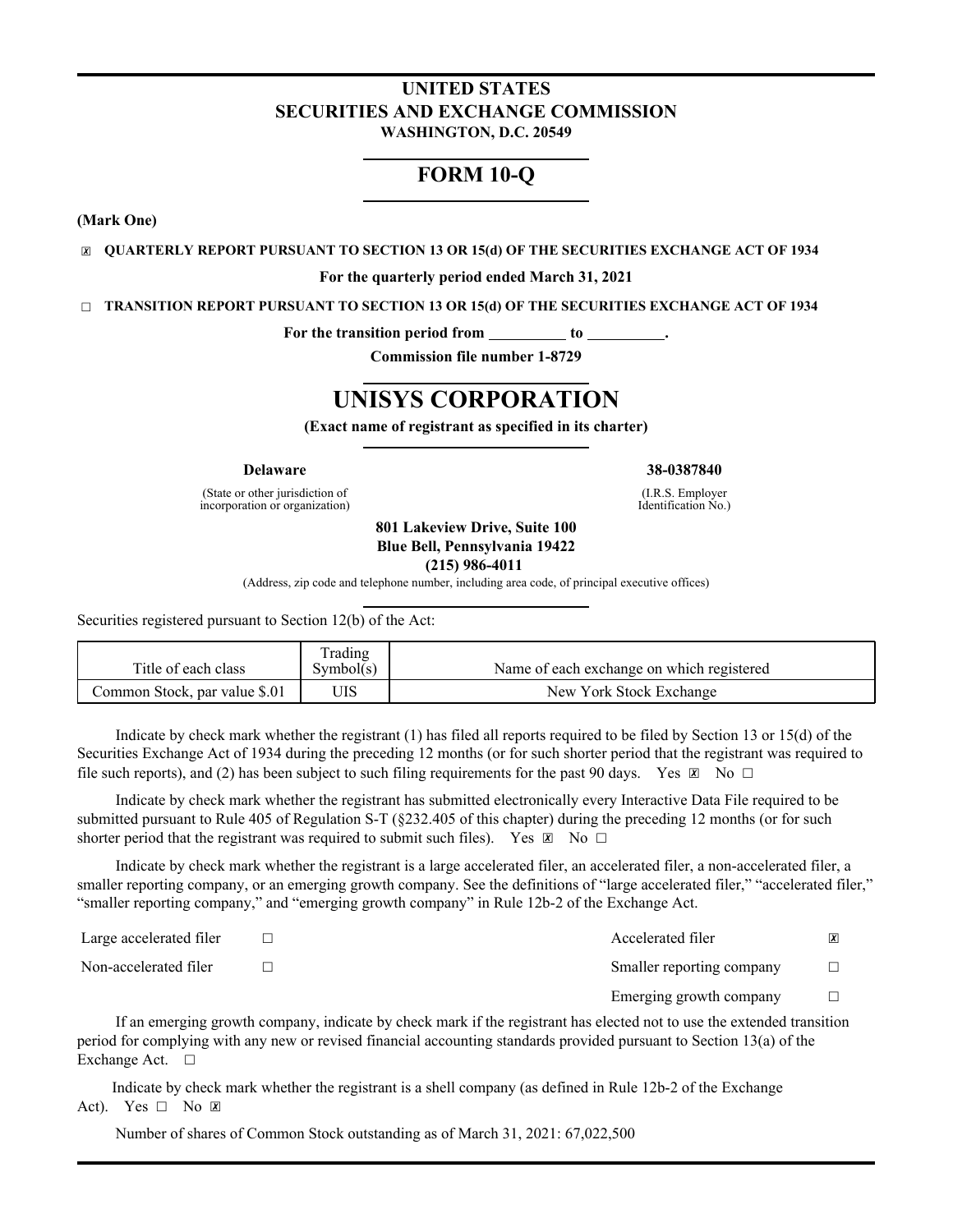# UNITED STATES
# SECURITIES AND EXCHANGE COMMISSION
**WASHINGTON, D.C. 20549**

## FORM 10-Q

**(Mark One)**

☒ **QUARTERLY REPORT PURSUANT TO SECTION 13 OR 15(d) OF THE SECURITIES EXCHANGE ACT OF 1934**

**For the quarterly period ended March 31, 2021**

☐ **TRANSITION REPORT PURSUANT TO SECTION 13 OR 15(d) OF THE SECURITIES EXCHANGE ACT OF 1934**

**For the transition period from \_\_\_\_\_\_\_\_\_\_ to \_\_\_\_\_\_\_\_\_\_.**

**Commission file number 1-8729**

# UNISYS CORPORATION

**(Exact name of registrant as specified in its charter)**

| **Delaware** | **38-0387840** |
|---|---|
| (State or other jurisdiction of incorporation or organization) | (I.R.S. Employer Identification No.) |

**801 Lakeview Drive, Suite 100**
**Blue Bell, Pennsylvania 19422**
**(215) 986-4011**

(Address, zip code and telephone number, including area code, of principal executive offices)

Securities registered pursuant to Section 12(b) of the Act:

| Title of each class | Trading Symbol(s) | Name of each exchange on which registered |
|---|---|---|
| Common Stock, par value $.01 | UIS | New York Stock Exchange |

Indicate by check mark whether the registrant (1) has filed all reports required to be filed by Section 13 or 15(d) of the Securities Exchange Act of 1934 during the preceding 12 months (or for such shorter period that the registrant was required to file such reports), and (2) has been subject to such filing requirements for the past 90 days. Yes ☒ No ☐

Indicate by check mark whether the registrant has submitted electronically every Interactive Data File required to be submitted pursuant to Rule 405 of Regulation S-T (§232.405 of this chapter) during the preceding 12 months (or for such shorter period that the registrant was required to submit such files). Yes ☒ No ☐

Indicate by check mark whether the registrant is a large accelerated filer, an accelerated filer, a non-accelerated filer, a smaller reporting company, or an emerging growth company. See the definitions of "large accelerated filer," "accelerated filer," "smaller reporting company," and "emerging growth company" in Rule 12b-2 of the Exchange Act.

| | | | |
|---|---|---|---|
| Large accelerated filer | ☐ | Accelerated filer | ☒ |
| Non-accelerated filer | ☐ | Smaller reporting company | ☐ |
| | | Emerging growth company | ☐ |

If an emerging growth company, indicate by check mark if the registrant has elected not to use the extended transition period for complying with any new or revised financial accounting standards provided pursuant to Section 13(a) of the Exchange Act. ☐

Indicate by check mark whether the registrant is a shell company (as defined in Rule 12b-2 of the Exchange Act). Yes ☐ No ☒

Number of shares of Common Stock outstanding as of March 31, 2021: 67,022,500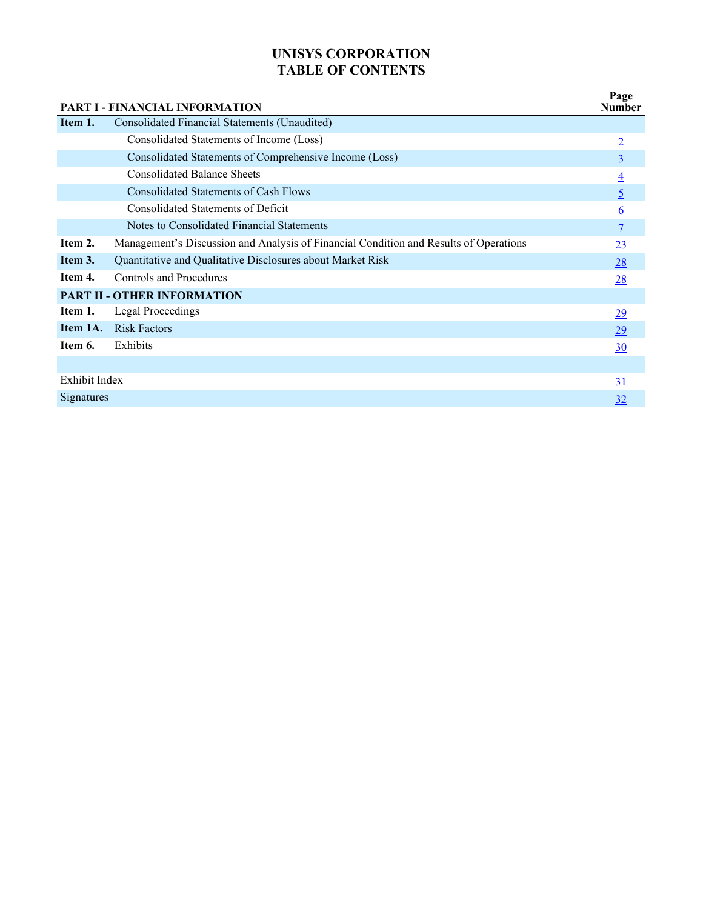# UNISYS CORPORATION
# TABLE OF CONTENTS

| PART I - FINANCIAL INFORMATION | | Page Number |
|---|---|---|
| **Item 1.** | Consolidated Financial Statements (Unaudited) | |
| | Consolidated Statements of Income (Loss) | 2 |
| | Consolidated Statements of Comprehensive Income (Loss) | 3 |
| | Consolidated Balance Sheets | 4 |
| | Consolidated Statements of Cash Flows | 5 |
| | Consolidated Statements of Deficit | 6 |
| | Notes to Consolidated Financial Statements | 7 |
| **Item 2.** | Management's Discussion and Analysis of Financial Condition and Results of Operations | 23 |
| **Item 3.** | Quantitative and Qualitative Disclosures about Market Risk | 28 |
| **Item 4.** | Controls and Procedures | 28 |
| **PART II - OTHER INFORMATION** | | |
| **Item 1.** | Legal Proceedings | 29 |
| **Item 1A.** | Risk Factors | 29 |
| **Item 6.** | Exhibits | 30 |
| | | |
| Exhibit Index | | 31 |
| Signatures | | 32 |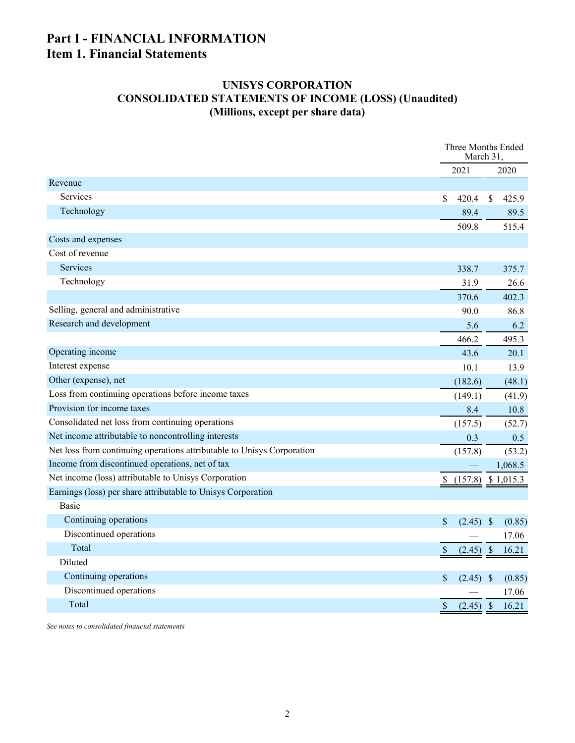# Part I - FINANCIAL INFORMATION
## Item 1. Financial Statements

### UNISYS CORPORATION
### CONSOLIDATED STATEMENTS OF INCOME (LOSS) (Unaudited)
### (Millions, except per share data)

| | Three Months Ended March 31, | |
|---|---|---|
| | 2021 | 2020 |
| Revenue | | |
| Services | $ 420.4 | $ 425.9 |
| Technology | 89.4 | 89.5 |
| | 509.8 | 515.4 |
| Costs and expenses | | |
| Cost of revenue | | |
| Services | 338.7 | 375.7 |
| Technology | 31.9 | 26.6 |
| | 370.6 | 402.3 |
| Selling, general and administrative | 90.0 | 86.8 |
| Research and development | 5.6 | 6.2 |
| | 466.2 | 495.3 |
| Operating income | 43.6 | 20.1 |
| Interest expense | 10.1 | 13.9 |
| Other (expense), net | (182.6) | (48.1) |
| Loss from continuing operations before income taxes | (149.1) | (41.9) |
| Provision for income taxes | 8.4 | 10.8 |
| Consolidated net loss from continuing operations | (157.5) | (52.7) |
| Net income attributable to noncontrolling interests | 0.3 | 0.5 |
| Net loss from continuing operations attributable to Unisys Corporation | (157.8) | (53.2) |
| Income from discontinued operations, net of tax | — | 1,068.5 |
| Net income (loss) attributable to Unisys Corporation | $ (157.8) | $ 1,015.3 |
| Earnings (loss) per share attributable to Unisys Corporation | | |
| Basic | | |
| Continuing operations | $ (2.45) | $ (0.85) |
| Discontinued operations | — | 17.06 |
| Total | $ (2.45) | $ 16.21 |
| Diluted | | |
| Continuing operations | $ (2.45) | $ (0.85) |
| Discontinued operations | — | 17.06 |
| Total | $ (2.45) | $ 16.21 |

*See notes to consolidated financial statements*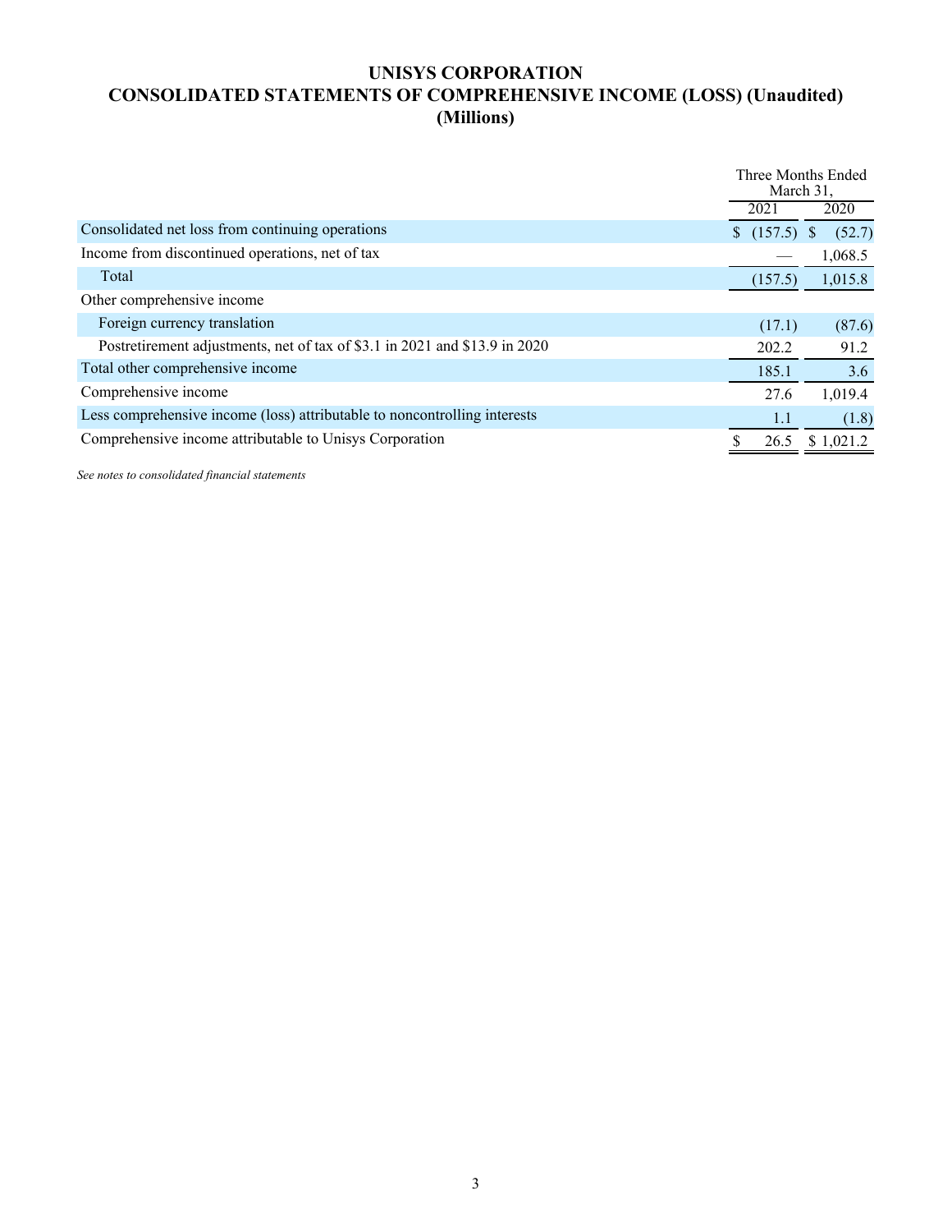# UNISYS CORPORATION
## CONSOLIDATED STATEMENTS OF COMPREHENSIVE INCOME (LOSS) (Unaudited)
## (Millions)

| | Three Months Ended March 31, | |
|---|---|---|
| | 2021 | 2020 |
| Consolidated net loss from continuing operations | $ (157.5) | $ (52.7) |
| Income from discontinued operations, net of tax | — | 1,068.5 |
| Total | (157.5) | 1,015.8 |
| Other comprehensive income | | |
| Foreign currency translation | (17.1) | (87.6) |
| Postretirement adjustments, net of tax of $3.1 in 2021 and $13.9 in 2020 | 202.2 | 91.2 |
| Total other comprehensive income | 185.1 | 3.6 |
| Comprehensive income | 27.6 | 1,019.4 |
| Less comprehensive income (loss) attributable to noncontrolling interests | 1.1 | (1.8) |
| Comprehensive income attributable to Unisys Corporation | $ 26.5 | $ 1,021.2 |

*See notes to consolidated financial statements*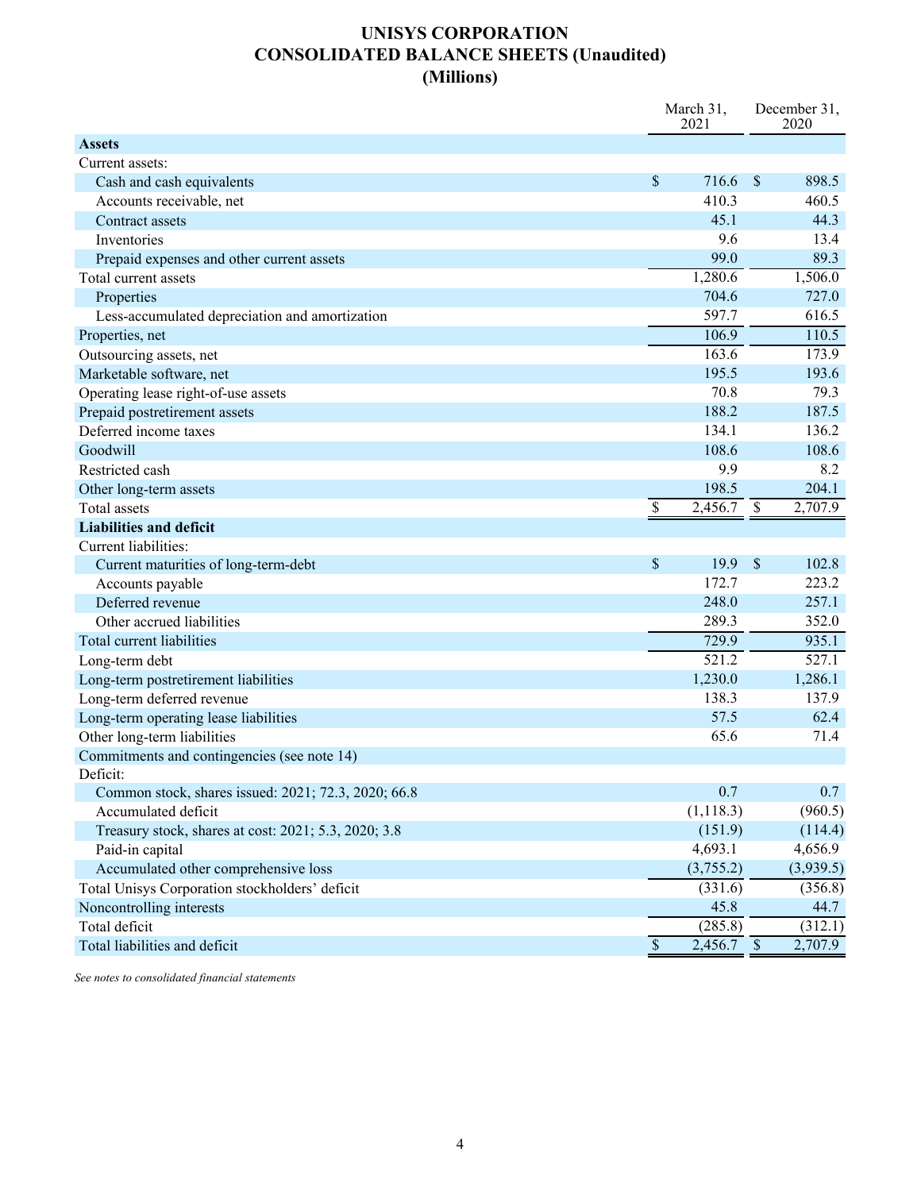# UNISYS CORPORATION
## CONSOLIDATED BALANCE SHEETS (Unaudited)
## (Millions)

| | March 31, 2021 | December 31, 2020 |
|---|---|---|
| **Assets** | | |
| Current assets: | | |
| Cash and cash equivalents | $ 716.6 | $ 898.5 |
| Accounts receivable, net | 410.3 | 460.5 |
| Contract assets | 45.1 | 44.3 |
| Inventories | 9.6 | 13.4 |
| Prepaid expenses and other current assets | 99.0 | 89.3 |
| Total current assets | 1,280.6 | 1,506.0 |
| Properties | 704.6 | 727.0 |
| Less-accumulated depreciation and amortization | 597.7 | 616.5 |
| Properties, net | 106.9 | 110.5 |
| Outsourcing assets, net | 163.6 | 173.9 |
| Marketable software, net | 195.5 | 193.6 |
| Operating lease right-of-use assets | 70.8 | 79.3 |
| Prepaid postretirement assets | 188.2 | 187.5 |
| Deferred income taxes | 134.1 | 136.2 |
| Goodwill | 108.6 | 108.6 |
| Restricted cash | 9.9 | 8.2 |
| Other long-term assets | 198.5 | 204.1 |
| Total assets | $ 2,456.7 | $ 2,707.9 |
| **Liabilities and deficit** | | |
| Current liabilities: | | |
| Current maturities of long-term-debt | $ 19.9 | $ 102.8 |
| Accounts payable | 172.7 | 223.2 |
| Deferred revenue | 248.0 | 257.1 |
| Other accrued liabilities | 289.3 | 352.0 |
| Total current liabilities | 729.9 | 935.1 |
| Long-term debt | 521.2 | 527.1 |
| Long-term postretirement liabilities | 1,230.0 | 1,286.1 |
| Long-term deferred revenue | 138.3 | 137.9 |
| Long-term operating lease liabilities | 57.5 | 62.4 |
| Other long-term liabilities | 65.6 | 71.4 |
| Commitments and contingencies (see note 14) | | |
| Deficit: | | |
| Common stock, shares issued: 2021; 72.3, 2020; 66.8 | 0.7 | 0.7 |
| Accumulated deficit | (1,118.3) | (960.5) |
| Treasury stock, shares at cost: 2021; 5.3, 2020; 3.8 | (151.9) | (114.4) |
| Paid-in capital | 4,693.1 | 4,656.9 |
| Accumulated other comprehensive loss | (3,755.2) | (3,939.5) |
| Total Unisys Corporation stockholders' deficit | (331.6) | (356.8) |
| Noncontrolling interests | 45.8 | 44.7 |
| Total deficit | (285.8) | (312.1) |
| Total liabilities and deficit | $ 2,456.7 | $ 2,707.9 |

*See notes to consolidated financial statements*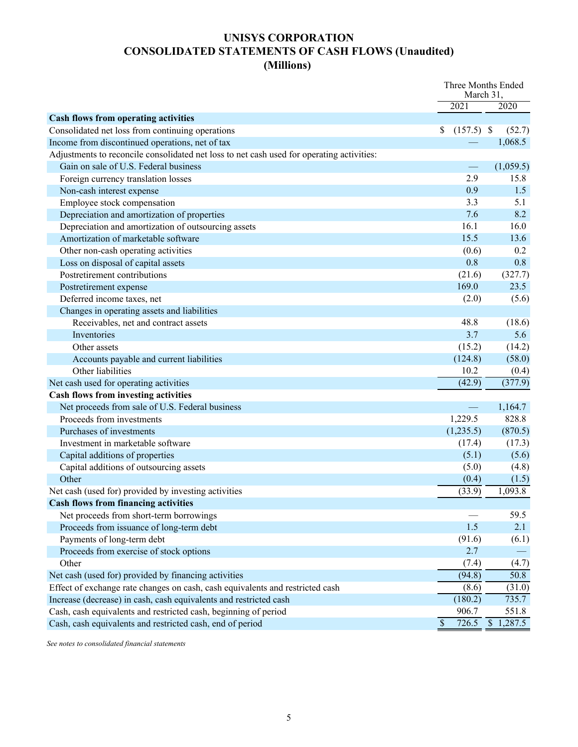# UNISYS CORPORATION
# CONSOLIDATED STATEMENTS OF CASH FLOWS (Unaudited)
# (Millions)

| | Three Months Ended March 31, | |
|---|---|---|
| | 2021 | 2020 |
| **Cash flows from operating activities** | | |
| Consolidated net loss from continuing operations | $ (157.5) | $ (52.7) |
| Income from discontinued operations, net of tax | — | 1,068.5 |
| Adjustments to reconcile consolidated net loss to net cash used for operating activities: | | |
| Gain on sale of U.S. Federal business | — | (1,059.5) |
| Foreign currency translation losses | 2.9 | 15.8 |
| Non-cash interest expense | 0.9 | 1.5 |
| Employee stock compensation | 3.3 | 5.1 |
| Depreciation and amortization of properties | 7.6 | 8.2 |
| Depreciation and amortization of outsourcing assets | 16.1 | 16.0 |
| Amortization of marketable software | 15.5 | 13.6 |
| Other non-cash operating activities | (0.6) | 0.2 |
| Loss on disposal of capital assets | 0.8 | 0.8 |
| Postretirement contributions | (21.6) | (327.7) |
| Postretirement expense | 169.0 | 23.5 |
| Deferred income taxes, net | (2.0) | (5.6) |
| Changes in operating assets and liabilities | | |
| Receivables, net and contract assets | 48.8 | (18.6) |
| Inventories | 3.7 | 5.6 |
| Other assets | (15.2) | (14.2) |
| Accounts payable and current liabilities | (124.8) | (58.0) |
| Other liabilities | 10.2 | (0.4) |
| Net cash used for operating activities | (42.9) | (377.9) |
| **Cash flows from investing activities** | | |
| Net proceeds from sale of U.S. Federal business | — | 1,164.7 |
| Proceeds from investments | 1,229.5 | 828.8 |
| Purchases of investments | (1,235.5) | (870.5) |
| Investment in marketable software | (17.4) | (17.3) |
| Capital additions of properties | (5.1) | (5.6) |
| Capital additions of outsourcing assets | (5.0) | (4.8) |
| Other | (0.4) | (1.5) |
| Net cash (used for) provided by investing activities | (33.9) | 1,093.8 |
| **Cash flows from financing activities** | | |
| Net proceeds from short-term borrowings | — | 59.5 |
| Proceeds from issuance of long-term debt | 1.5 | 2.1 |
| Payments of long-term debt | (91.6) | (6.1) |
| Proceeds from exercise of stock options | 2.7 | — |
| Other | (7.4) | (4.7) |
| Net cash (used for) provided by financing activities | (94.8) | 50.8 |
| Effect of exchange rate changes on cash, cash equivalents and restricted cash | (8.6) | (31.0) |
| Increase (decrease) in cash, cash equivalents and restricted cash | (180.2) | 735.7 |
| Cash, cash equivalents and restricted cash, beginning of period | 906.7 | 551.8 |
| Cash, cash equivalents and restricted cash, end of period | $ 726.5 | $ 1,287.5 |

*See notes to consolidated financial statements*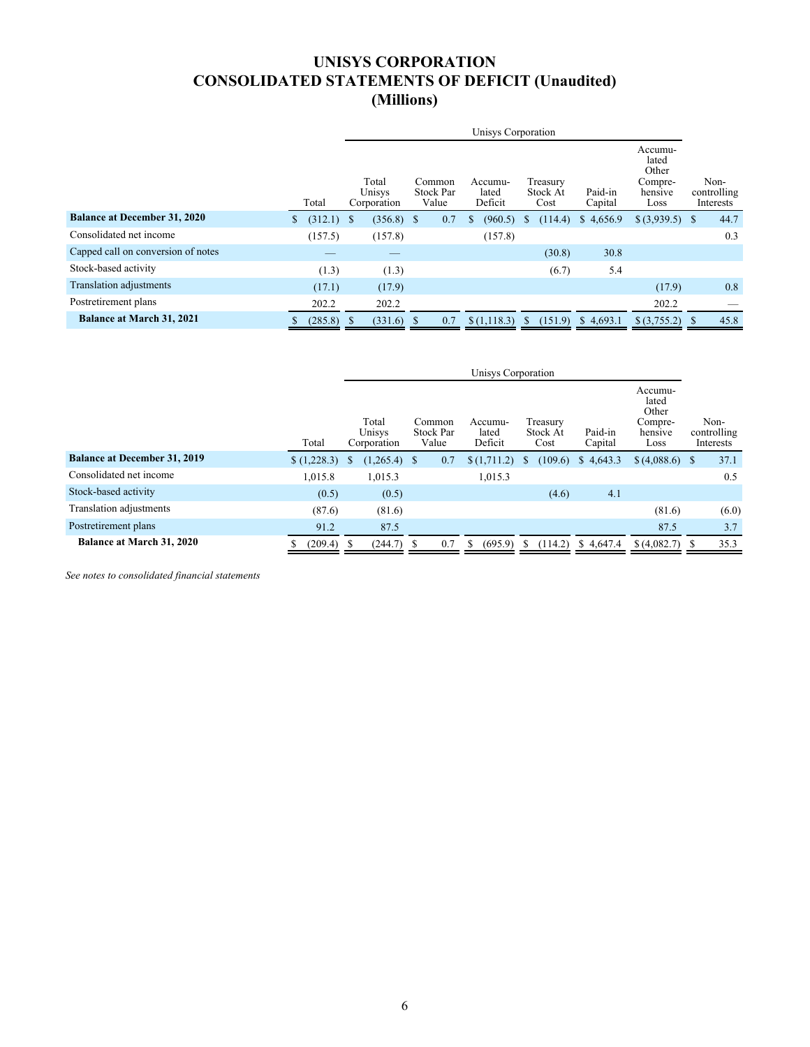# UNISYS CORPORATION
# CONSOLIDATED STATEMENTS OF DEFICIT (Unaudited)
# (Millions)

| | | Unisys Corporation | | | | | | |
|---|---|---|---|---|---|---|---|---|
| | Total | Total Unisys Corporation | Common Stock Par Value | Accumulated Deficit | Treasury Stock At Cost | Paid-in Capital | Accumulated Other Comprehensive Loss | Non-controlling Interests |
| **Balance at December 31, 2020** | $ (312.1) | $ (356.8) | $ 0.7 | $ (960.5) | $ (114.4) | $ 4,656.9 | $ (3,939.5) | $ 44.7 |
| Consolidated net income | (157.5) | (157.8) | | (157.8) | | | | 0.3 |
| Capped call on conversion of notes | — | — | | | (30.8) | 30.8 | | |
| Stock-based activity | (1.3) | (1.3) | | | (6.7) | 5.4 | | |
| Translation adjustments | (17.1) | (17.9) | | | | | (17.9) | 0.8 |
| Postretirement plans | 202.2 | 202.2 | | | | | 202.2 | — |
| **Balance at March 31, 2021** | $ (285.8) | $ (331.6) | $ 0.7 | $ (1,118.3) | $ (151.9) | $ 4,693.1 | $ (3,755.2) | $ 45.8 |

| | | Unisys Corporation | | | | | | |
|---|---|---|---|---|---|---|---|---|
| | Total | Total Unisys Corporation | Common Stock Par Value | Accumulated Deficit | Treasury Stock At Cost | Paid-in Capital | Accumulated Other Comprehensive Loss | Non-controlling Interests |
| **Balance at December 31, 2019** | $ (1,228.3) | $ (1,265.4) | $ 0.7 | $ (1,711.2) | $ (109.6) | $ 4,643.3 | $ (4,088.6) | $ 37.1 |
| Consolidated net income | 1,015.8 | 1,015.3 | | 1,015.3 | | | | 0.5 |
| Stock-based activity | (0.5) | (0.5) | | | (4.6) | 4.1 | | |
| Translation adjustments | (87.6) | (81.6) | | | | | (81.6) | (6.0) |
| Postretirement plans | 91.2 | 87.5 | | | | | 87.5 | 3.7 |
| **Balance at March 31, 2020** | $ (209.4) | $ (244.7) | $ 0.7 | $ (695.9) | $ (114.2) | $ 4,647.4 | $ (4,082.7) | $ 35.3 |

*See notes to consolidated financial statements*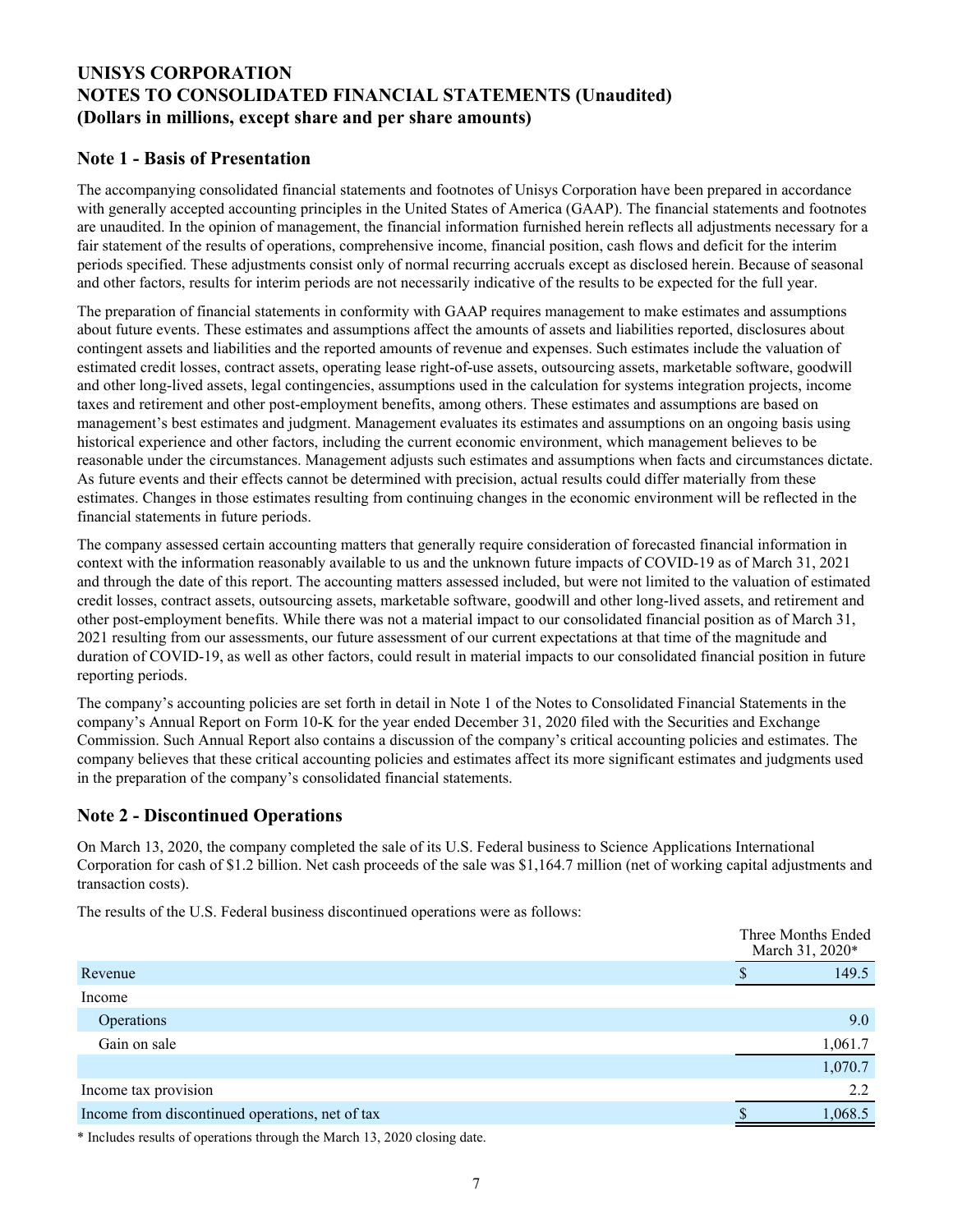# UNISYS CORPORATION
# NOTES TO CONSOLIDATED FINANCIAL STATEMENTS (Unaudited)
# (Dollars in millions, except share and per share amounts)

## Note 1 - Basis of Presentation

The accompanying consolidated financial statements and footnotes of Unisys Corporation have been prepared in accordance with generally accepted accounting principles in the United States of America (GAAP). The financial statements and footnotes are unaudited. In the opinion of management, the financial information furnished herein reflects all adjustments necessary for a fair statement of the results of operations, comprehensive income, financial position, cash flows and deficit for the interim periods specified. These adjustments consist only of normal recurring accruals except as disclosed herein. Because of seasonal and other factors, results for interim periods are not necessarily indicative of the results to be expected for the full year.

The preparation of financial statements in conformity with GAAP requires management to make estimates and assumptions about future events. These estimates and assumptions affect the amounts of assets and liabilities reported, disclosures about contingent assets and liabilities and the reported amounts of revenue and expenses. Such estimates include the valuation of estimated credit losses, contract assets, operating lease right-of-use assets, outsourcing assets, marketable software, goodwill and other long-lived assets, legal contingencies, assumptions used in the calculation for systems integration projects, income taxes and retirement and other post-employment benefits, among others. These estimates and assumptions are based on management's best estimates and judgment. Management evaluates its estimates and assumptions on an ongoing basis using historical experience and other factors, including the current economic environment, which management believes to be reasonable under the circumstances. Management adjusts such estimates and assumptions when facts and circumstances dictate. As future events and their effects cannot be determined with precision, actual results could differ materially from these estimates. Changes in those estimates resulting from continuing changes in the economic environment will be reflected in the financial statements in future periods.

The company assessed certain accounting matters that generally require consideration of forecasted financial information in context with the information reasonably available to us and the unknown future impacts of COVID-19 as of March 31, 2021 and through the date of this report. The accounting matters assessed included, but were not limited to the valuation of estimated credit losses, contract assets, outsourcing assets, marketable software, goodwill and other long-lived assets, and retirement and other post-employment benefits. While there was not a material impact to our consolidated financial position as of March 31, 2021 resulting from our assessments, our future assessment of our current expectations at that time of the magnitude and duration of COVID-19, as well as other factors, could result in material impacts to our consolidated financial position in future reporting periods.

The company's accounting policies are set forth in detail in Note 1 of the Notes to Consolidated Financial Statements in the company's Annual Report on Form 10-K for the year ended December 31, 2020 filed with the Securities and Exchange Commission. Such Annual Report also contains a discussion of the company's critical accounting policies and estimates. The company believes that these critical accounting policies and estimates affect its more significant estimates and judgments used in the preparation of the company's consolidated financial statements.

## Note 2 - Discontinued Operations

On March 13, 2020, the company completed the sale of its U.S. Federal business to Science Applications International Corporation for cash of $1.2 billion. Net cash proceeds of the sale was $1,164.7 million (net of working capital adjustments and transaction costs).

The results of the U.S. Federal business discontinued operations were as follows:

| | Three Months Ended March 31, 2020* |
|---|---|
| Revenue | $ 149.5 |
| Income | |
| Operations | 9.0 |
| Gain on sale | 1,061.7 |
| | 1,070.7 |
| Income tax provision | 2.2 |
| Income from discontinued operations, net of tax | $ 1,068.5 |

* Includes results of operations through the March 13, 2020 closing date.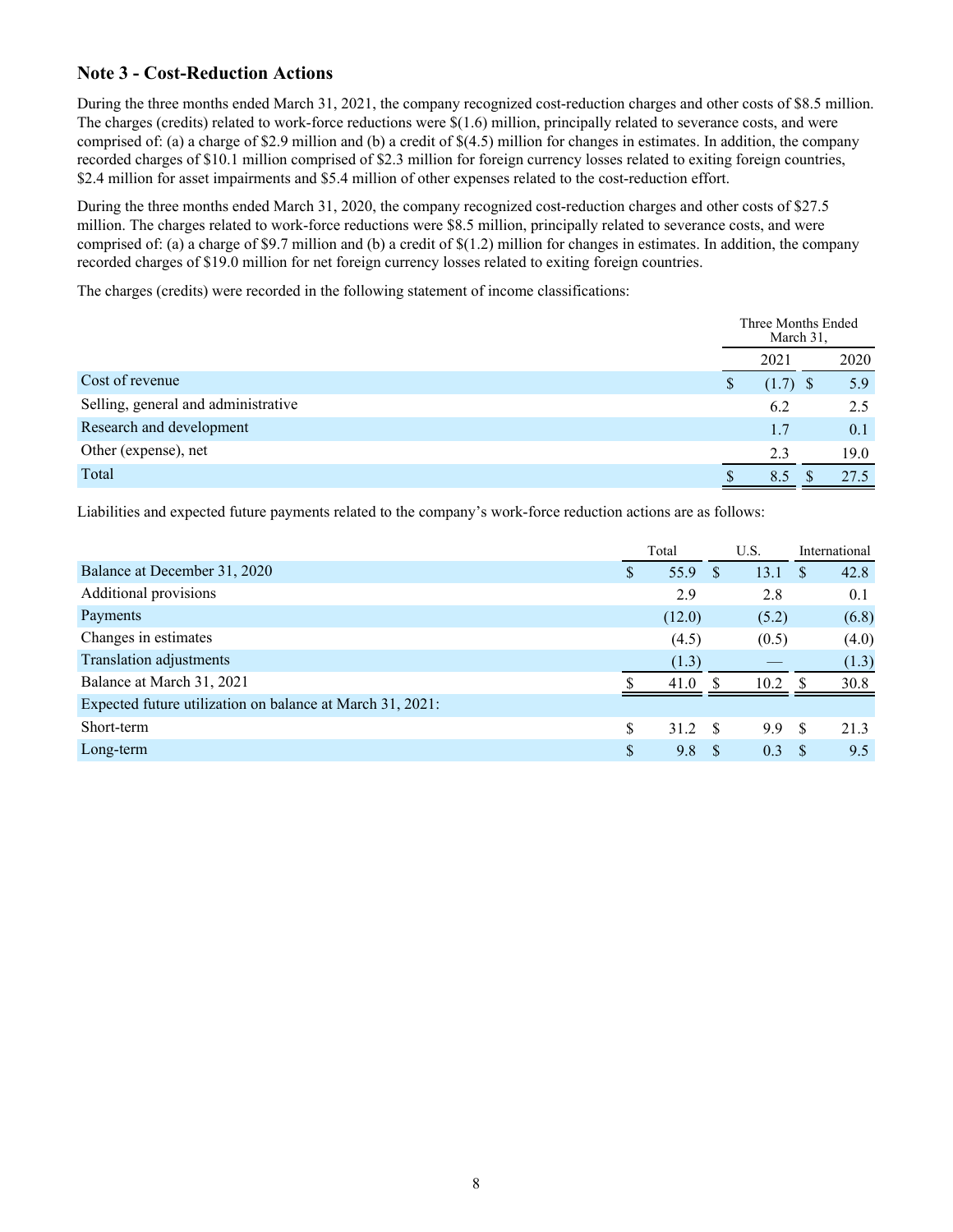## Note 3 - Cost-Reduction Actions

During the three months ended March 31, 2021, the company recognized cost-reduction charges and other costs of $8.5 million. The charges (credits) related to work-force reductions were $(1.6) million, principally related to severance costs, and were comprised of: (a) a charge of $2.9 million and (b) a credit of $(4.5) million for changes in estimates. In addition, the company recorded charges of $10.1 million comprised of $2.3 million for foreign currency losses related to exiting foreign countries, $2.4 million for asset impairments and $5.4 million of other expenses related to the cost-reduction effort.

During the three months ended March 31, 2020, the company recognized cost-reduction charges and other costs of $27.5 million. The charges related to work-force reductions were $8.5 million, principally related to severance costs, and were comprised of: (a) a charge of $9.7 million and (b) a credit of $(1.2) million for changes in estimates. In addition, the company recorded charges of $19.0 million for net foreign currency losses related to exiting foreign countries.

The charges (credits) were recorded in the following statement of income classifications:

| | Three Months Ended March 31, | |
|---|---|---|
| | 2021 | 2020 |
| Cost of revenue | $ (1.7) | $ 5.9 |
| Selling, general and administrative | 6.2 | 2.5 |
| Research and development | 1.7 | 0.1 |
| Other (expense), net | 2.3 | 19.0 |
| Total | $ 8.5 | $ 27.5 |

Liabilities and expected future payments related to the company's work-force reduction actions are as follows:

| | Total | U.S. | International |
|---|---|---|---|
| Balance at December 31, 2020 | $ 55.9 | $ 13.1 | $ 42.8 |
| Additional provisions | 2.9 | 2.8 | 0.1 |
| Payments | (12.0) | (5.2) | (6.8) |
| Changes in estimates | (4.5) | (0.5) | (4.0) |
| Translation adjustments | (1.3) | — | (1.3) |
| Balance at March 31, 2021 | $ 41.0 | $ 10.2 | $ 30.8 |
| Expected future utilization on balance at March 31, 2021: | | | |
| Short-term | $ 31.2 | $ 9.9 | $ 21.3 |
| Long-term | $ 9.8 | $ 0.3 | $ 9.5 |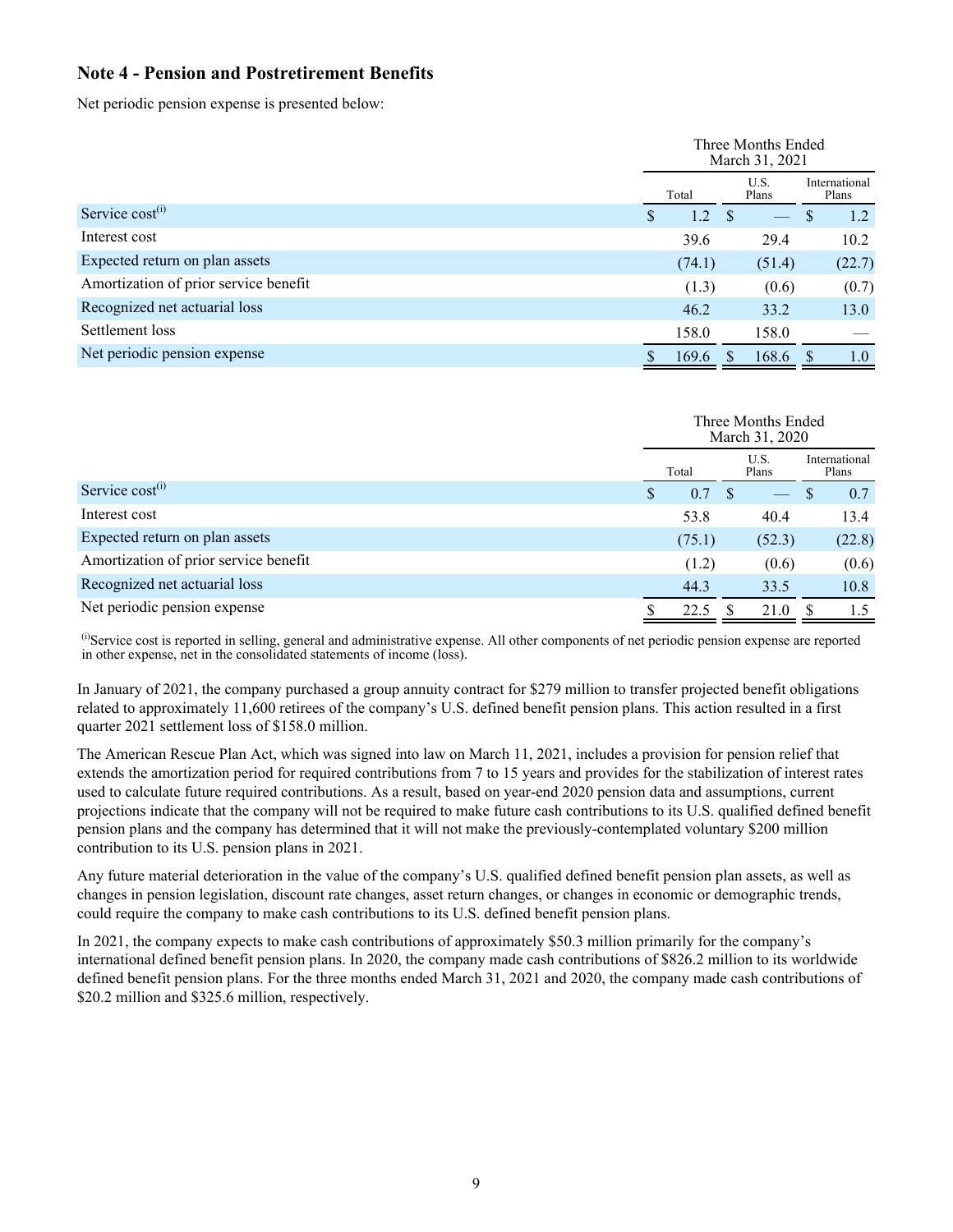## Note 4 - Pension and Postretirement Benefits

Net periodic pension expense is presented below:

| | Three Months Ended March 31, 2021 | | |
|---|---|---|---|
| | Total | U.S. Plans | International Plans |
| Service cost[(i)] | $ 1.2 | $ — | $ 1.2 |
| Interest cost | 39.6 | 29.4 | 10.2 |
| Expected return on plan assets | (74.1) | (51.4) | (22.7) |
| Amortization of prior service benefit | (1.3) | (0.6) | (0.7) |
| Recognized net actuarial loss | 46.2 | 33.2 | 13.0 |
| Settlement loss | 158.0 | 158.0 | — |
| Net periodic pension expense | $ 169.6 | $ 168.6 | $ 1.0 |

| | Three Months Ended March 31, 2020 | | |
|---|---|---|---|
| | Total | U.S. Plans | International Plans |
| Service cost[(i)] | $ 0.7 | $ — | $ 0.7 |
| Interest cost | 53.8 | 40.4 | 13.4 |
| Expected return on plan assets | (75.1) | (52.3) | (22.8) |
| Amortization of prior service benefit | (1.2) | (0.6) | (0.6) |
| Recognized net actuarial loss | 44.3 | 33.5 | 10.8 |
| Net periodic pension expense | $ 22.5 | $ 21.0 | $ 1.5 |

[(i)]Service cost is reported in selling, general and administrative expense. All other components of net periodic pension expense are reported in other expense, net in the consolidated statements of income (loss).

In January of 2021, the company purchased a group annuity contract for $279 million to transfer projected benefit obligations related to approximately 11,600 retirees of the company's U.S. defined benefit pension plans. This action resulted in a first quarter 2021 settlement loss of $158.0 million.

The American Rescue Plan Act, which was signed into law on March 11, 2021, includes a provision for pension relief that extends the amortization period for required contributions from 7 to 15 years and provides for the stabilization of interest rates used to calculate future required contributions. As a result, based on year-end 2020 pension data and assumptions, current projections indicate that the company will not be required to make future cash contributions to its U.S. qualified defined benefit pension plans and the company has determined that it will not make the previously-contemplated voluntary $200 million contribution to its U.S. pension plans in 2021.

Any future material deterioration in the value of the company's U.S. qualified defined benefit pension plan assets, as well as changes in pension legislation, discount rate changes, asset return changes, or changes in economic or demographic trends, could require the company to make cash contributions to its U.S. defined benefit pension plans.

In 2021, the company expects to make cash contributions of approximately $50.3 million primarily for the company's international defined benefit pension plans. In 2020, the company made cash contributions of $826.2 million to its worldwide defined benefit pension plans. For the three months ended March 31, 2021 and 2020, the company made cash contributions of $20.2 million and $325.6 million, respectively.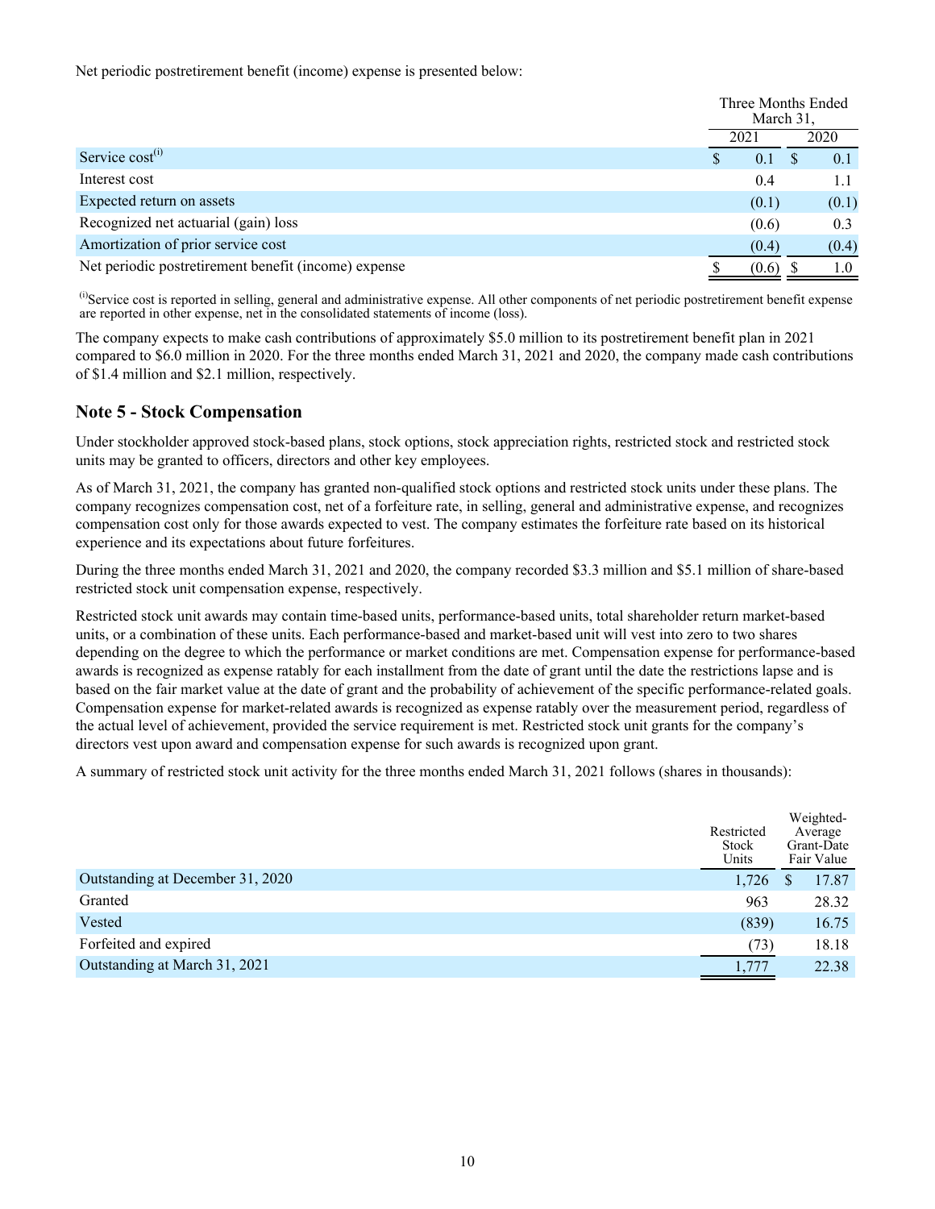Net periodic postretirement benefit (income) expense is presented below:

| | Three Months Ended March 31, | |
|---|---|---|
| | 2021 | 2020 |
| Service cost[(i)] | $ 0.1 | $ 0.1 |
| Interest cost | 0.4 | 1.1 |
| Expected return on assets | (0.1) | (0.1) |
| Recognized net actuarial (gain) loss | (0.6) | 0.3 |
| Amortization of prior service cost | (0.4) | (0.4) |
| Net periodic postretirement benefit (income) expense | $ (0.6) | $ 1.0 |

[(i)]Service cost is reported in selling, general and administrative expense. All other components of net periodic postretirement benefit expense are reported in other expense, net in the consolidated statements of income (loss).

The company expects to make cash contributions of approximately $5.0 million to its postretirement benefit plan in 2021 compared to $6.0 million in 2020. For the three months ended March 31, 2021 and 2020, the company made cash contributions of $1.4 million and $2.1 million, respectively.

## Note 5 - Stock Compensation

Under stockholder approved stock-based plans, stock options, stock appreciation rights, restricted stock and restricted stock units may be granted to officers, directors and other key employees.

As of March 31, 2021, the company has granted non-qualified stock options and restricted stock units under these plans. The company recognizes compensation cost, net of a forfeiture rate, in selling, general and administrative expense, and recognizes compensation cost only for those awards expected to vest. The company estimates the forfeiture rate based on its historical experience and its expectations about future forfeitures.

During the three months ended March 31, 2021 and 2020, the company recorded $3.3 million and $5.1 million of share-based restricted stock unit compensation expense, respectively.

Restricted stock unit awards may contain time-based units, performance-based units, total shareholder return market-based units, or a combination of these units. Each performance-based and market-based unit will vest into zero to two shares depending on the degree to which the performance or market conditions are met. Compensation expense for performance-based awards is recognized as expense ratably for each installment from the date of grant until the date the restrictions lapse and is based on the fair market value at the date of grant and the probability of achievement of the specific performance-related goals. Compensation expense for market-related awards is recognized as expense ratably over the measurement period, regardless of the actual level of achievement, provided the service requirement is met. Restricted stock unit grants for the company's directors vest upon award and compensation expense for such awards is recognized upon grant.

A summary of restricted stock unit activity for the three months ended March 31, 2021 follows (shares in thousands):

| | Restricted Stock Units | Weighted-Average Grant-Date Fair Value |
|---|---|---|
| Outstanding at December 31, 2020 | 1,726 | $ 17.87 |
| Granted | 963 | 28.32 |
| Vested | (839) | 16.75 |
| Forfeited and expired | (73) | 18.18 |
| Outstanding at March 31, 2021 | 1,777 | 22.38 |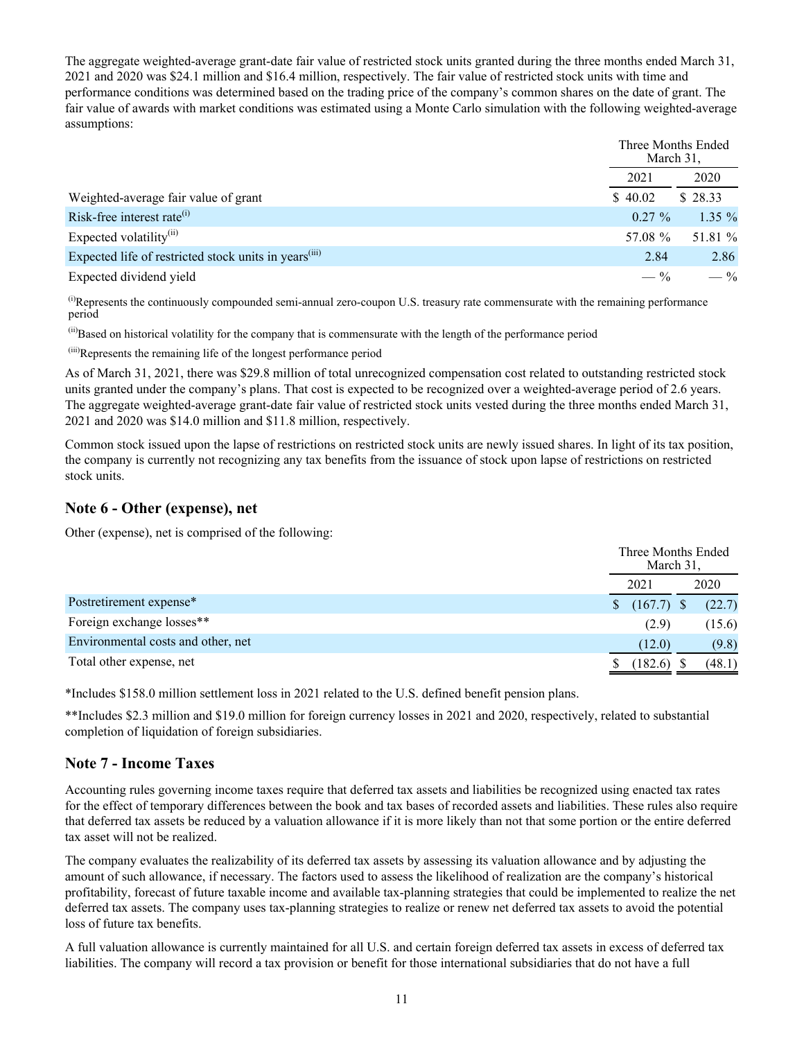The aggregate weighted-average grant-date fair value of restricted stock units granted during the three months ended March 31, 2021 and 2020 was $24.1 million and $16.4 million, respectively. The fair value of restricted stock units with time and performance conditions was determined based on the trading price of the company's common shares on the date of grant. The fair value of awards with market conditions was estimated using a Monte Carlo simulation with the following weighted-average assumptions:

| | Three Months Ended March 31, | |
|---|---|---|
| | 2021 | 2020 |
| Weighted-average fair value of grant | $ 40.02 | $ 28.33 |
| Risk-free interest rate[(i)] | 0.27 % | 1.35 % |
| Expected volatility[(ii)] | 57.08 % | 51.81 % |
| Expected life of restricted stock units in years[(iii)] | 2.84 | 2.86 |
| Expected dividend yield | — % | — % |

[(i)]Represents the continuously compounded semi-annual zero-coupon U.S. treasury rate commensurate with the remaining performance period

[(ii)]Based on historical volatility for the company that is commensurate with the length of the performance period

[(iii)]Represents the remaining life of the longest performance period

As of March 31, 2021, there was $29.8 million of total unrecognized compensation cost related to outstanding restricted stock units granted under the company's plans. That cost is expected to be recognized over a weighted-average period of 2.6 years. The aggregate weighted-average grant-date fair value of restricted stock units vested during the three months ended March 31, 2021 and 2020 was $14.0 million and $11.8 million, respectively.

Common stock issued upon the lapse of restrictions on restricted stock units are newly issued shares. In light of its tax position, the company is currently not recognizing any tax benefits from the issuance of stock upon lapse of restrictions on restricted stock units.

## Note 6 - Other (expense), net

Other (expense), net is comprised of the following:

| | Three Months Ended March 31, | |
|---|---|---|
| | 2021 | 2020 |
| Postretirement expense* | $ (167.7) | $ (22.7) |
| Foreign exchange losses** | (2.9) | (15.6) |
| Environmental costs and other, net | (12.0) | (9.8) |
| Total other expense, net | $ (182.6) | $ (48.1) |

*Includes $158.0 million settlement loss in 2021 related to the U.S. defined benefit pension plans.

**Includes $2.3 million and $19.0 million for foreign currency losses in 2021 and 2020, respectively, related to substantial completion of liquidation of foreign subsidiaries.

## Note 7 - Income Taxes

Accounting rules governing income taxes require that deferred tax assets and liabilities be recognized using enacted tax rates for the effect of temporary differences between the book and tax bases of recorded assets and liabilities. These rules also require that deferred tax assets be reduced by a valuation allowance if it is more likely than not that some portion or the entire deferred tax asset will not be realized.

The company evaluates the realizability of its deferred tax assets by assessing its valuation allowance and by adjusting the amount of such allowance, if necessary. The factors used to assess the likelihood of realization are the company's historical profitability, forecast of future taxable income and available tax-planning strategies that could be implemented to realize the net deferred tax assets. The company uses tax-planning strategies to realize or renew net deferred tax assets to avoid the potential loss of future tax benefits.

A full valuation allowance is currently maintained for all U.S. and certain foreign deferred tax assets in excess of deferred tax liabilities. The company will record a tax provision or benefit for those international subsidiaries that do not have a full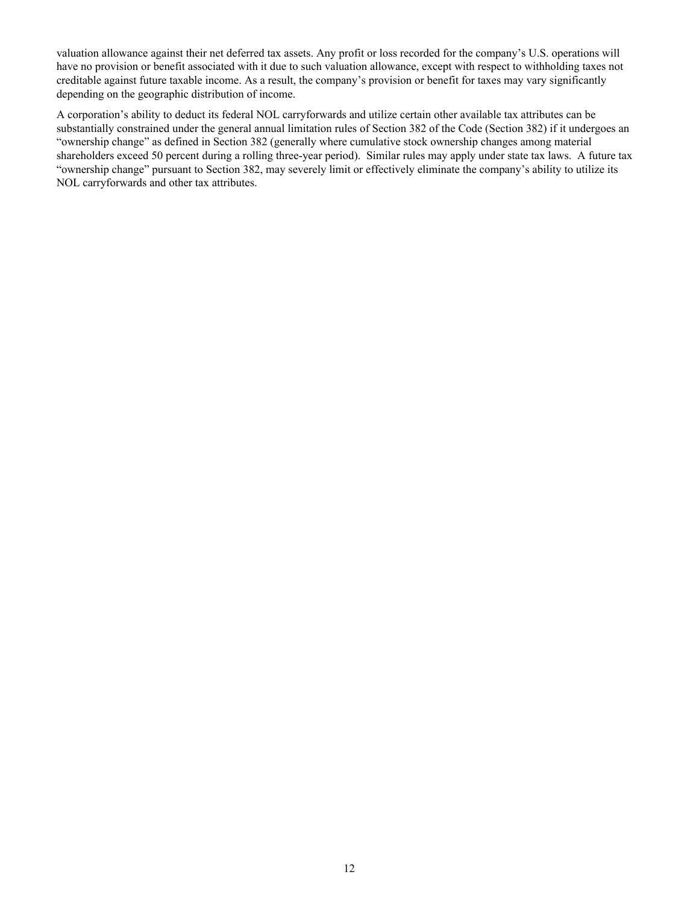valuation allowance against their net deferred tax assets. Any profit or loss recorded for the company's U.S. operations will have no provision or benefit associated with it due to such valuation allowance, except with respect to withholding taxes not creditable against future taxable income. As a result, the company's provision or benefit for taxes may vary significantly depending on the geographic distribution of income.

A corporation's ability to deduct its federal NOL carryforwards and utilize certain other available tax attributes can be substantially constrained under the general annual limitation rules of Section 382 of the Code (Section 382) if it undergoes an "ownership change" as defined in Section 382 (generally where cumulative stock ownership changes among material shareholders exceed 50 percent during a rolling three-year period). Similar rules may apply under state tax laws. A future tax "ownership change" pursuant to Section 382, may severely limit or effectively eliminate the company's ability to utilize its NOL carryforwards and other tax attributes.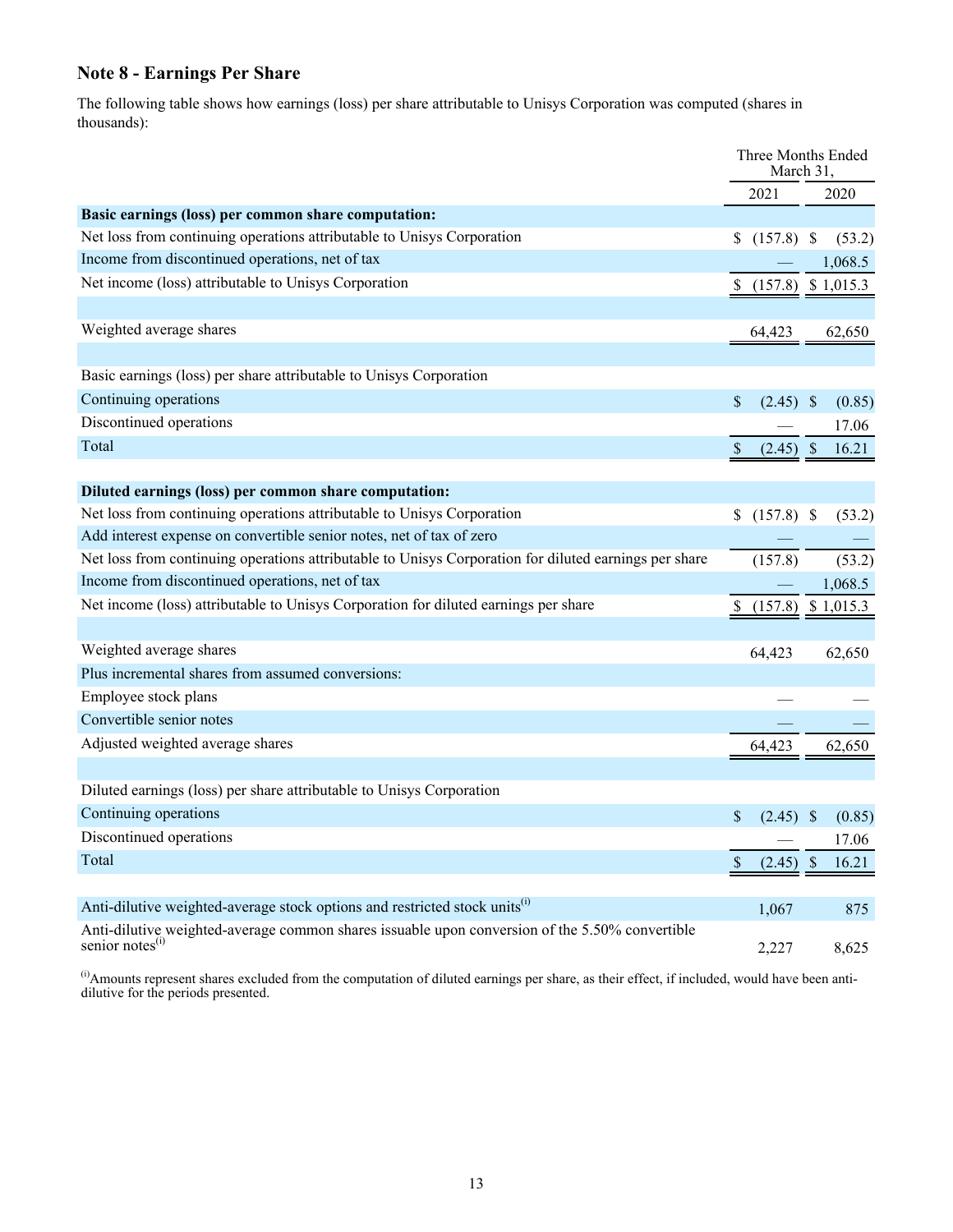## Note 8 - Earnings Per Share

The following table shows how earnings (loss) per share attributable to Unisys Corporation was computed (shares in thousands):

| | Three Months Ended March 31, | |
|---|---|---|
| | 2021 | 2020 |
| **Basic earnings (loss) per common share computation:** | | |
| Net loss from continuing operations attributable to Unisys Corporation | $ (157.8) | $ (53.2) |
| Income from discontinued operations, net of tax | — | 1,068.5 |
| Net income (loss) attributable to Unisys Corporation | $ (157.8) | $ 1,015.3 |
| | | |
| Weighted average shares | 64,423 | 62,650 |
| | | |
| Basic earnings (loss) per share attributable to Unisys Corporation | | |
| Continuing operations | $ (2.45) | $ (0.85) |
| Discontinued operations | — | 17.06 |
| Total | $ (2.45) | $ 16.21 |
| | | |
| **Diluted earnings (loss) per common share computation:** | | |
| Net loss from continuing operations attributable to Unisys Corporation | $ (157.8) | $ (53.2) |
| Add interest expense on convertible senior notes, net of tax of zero | — | — |
| Net loss from continuing operations attributable to Unisys Corporation for diluted earnings per share | (157.8) | (53.2) |
| Income from discontinued operations, net of tax | — | 1,068.5 |
| Net income (loss) attributable to Unisys Corporation for diluted earnings per share | $ (157.8) | $ 1,015.3 |
| | | |
| Weighted average shares | 64,423 | 62,650 |
| Plus incremental shares from assumed conversions: | | |
| Employee stock plans | — | — |
| Convertible senior notes | — | — |
| Adjusted weighted average shares | 64,423 | 62,650 |
| | | |
| Diluted earnings (loss) per share attributable to Unisys Corporation | | |
| Continuing operations | $ (2.45) | $ (0.85) |
| Discontinued operations | — | 17.06 |
| Total | $ (2.45) | $ 16.21 |
| | | |
| Anti-dilutive weighted-average stock options and restricted stock units[(i)] | 1,067 | 875 |
| Anti-dilutive weighted-average common shares issuable upon conversion of the 5.50% convertible senior notes[(i)] | 2,227 | 8,625 |

[(i)]Amounts represent shares excluded from the computation of diluted earnings per share, as their effect, if included, would have been anti-dilutive for the periods presented.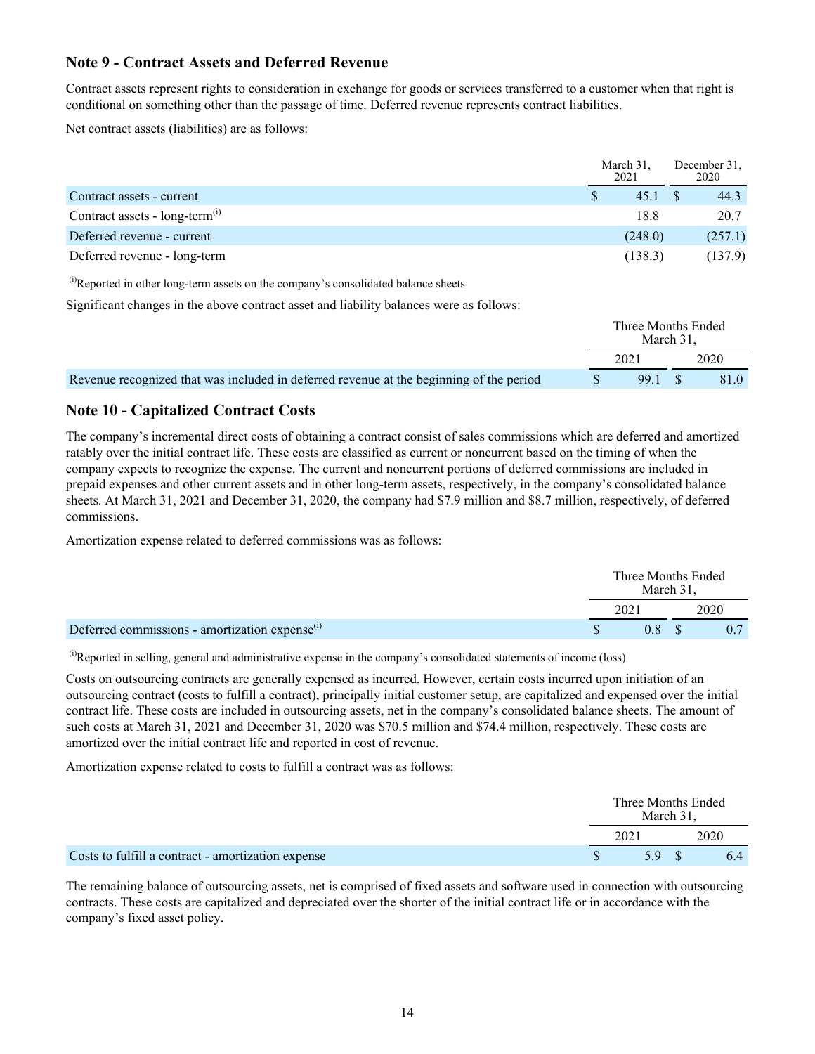## Note 9 - Contract Assets and Deferred Revenue

Contract assets represent rights to consideration in exchange for goods or services transferred to a customer when that right is conditional on something other than the passage of time. Deferred revenue represents contract liabilities.

Net contract assets (liabilities) are as follows:

| | March 31, 2021 | December 31, 2020 |
|---|---|---|
| Contract assets - current | $ 45.1 | $ 44.3 |
| Contract assets - long-term[i] | 18.8 | 20.7 |
| Deferred revenue - current | (248.0) | (257.1) |
| Deferred revenue - long-term | (138.3) | (137.9) |

[i]Reported in other long-term assets on the company's consolidated balance sheets

Significant changes in the above contract asset and liability balances were as follows:

| | Three Months Ended March 31, | |
|---|---|---|
| | 2021 | 2020 |
| Revenue recognized that was included in deferred revenue at the beginning of the period | $ 99.1 | $ 81.0 |

## Note 10 - Capitalized Contract Costs

The company's incremental direct costs of obtaining a contract consist of sales commissions which are deferred and amortized ratably over the initial contract life. These costs are classified as current or noncurrent based on the timing of when the company expects to recognize the expense. The current and noncurrent portions of deferred commissions are included in prepaid expenses and other current assets and in other long-term assets, respectively, in the company's consolidated balance sheets. At March 31, 2021 and December 31, 2020, the company had $7.9 million and $8.7 million, respectively, of deferred commissions.

Amortization expense related to deferred commissions was as follows:

| | Three Months Ended March 31, | |
|---|---|---|
| | 2021 | 2020 |
| Deferred commissions - amortization expense[i] | $ 0.8 | $ 0.7 |

[i]Reported in selling, general and administrative expense in the company's consolidated statements of income (loss)

Costs on outsourcing contracts are generally expensed as incurred. However, certain costs incurred upon initiation of an outsourcing contract (costs to fulfill a contract), principally initial customer setup, are capitalized and expensed over the initial contract life. These costs are included in outsourcing assets, net in the company's consolidated balance sheets. The amount of such costs at March 31, 2021 and December 31, 2020 was $70.5 million and $74.4 million, respectively. These costs are amortized over the initial contract life and reported in cost of revenue.

Amortization expense related to costs to fulfill a contract was as follows:

| | Three Months Ended March 31, | |
|---|---|---|
| | 2021 | 2020 |
| Costs to fulfill a contract - amortization expense | $ 5.9 | $ 6.4 |

The remaining balance of outsourcing assets, net is comprised of fixed assets and software used in connection with outsourcing contracts. These costs are capitalized and depreciated over the shorter of the initial contract life or in accordance with the company's fixed asset policy.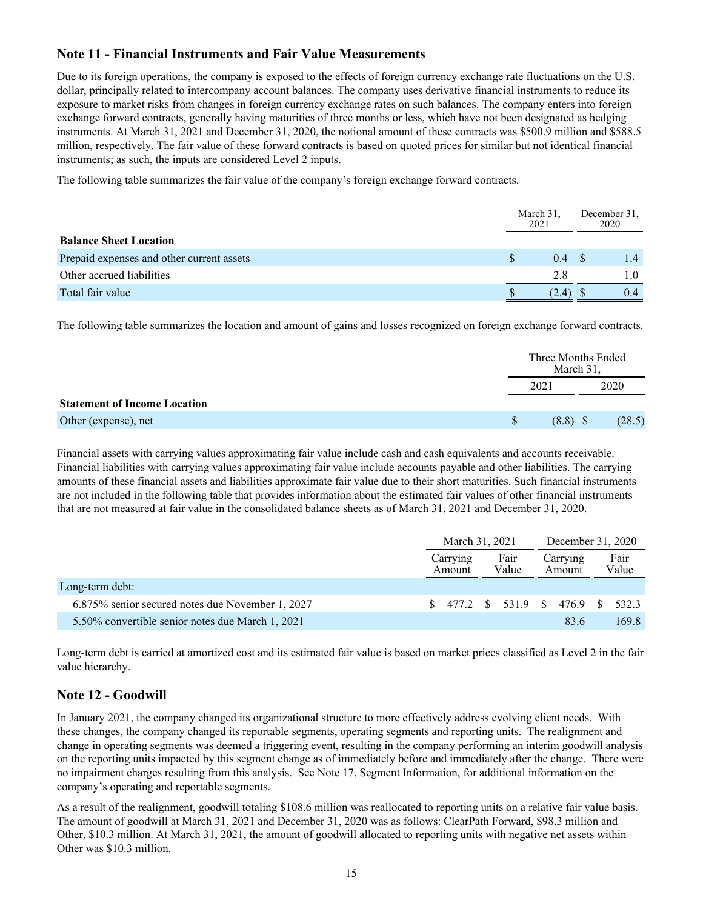## Note 11 - Financial Instruments and Fair Value Measurements

Due to its foreign operations, the company is exposed to the effects of foreign currency exchange rate fluctuations on the U.S. dollar, principally related to intercompany account balances. The company uses derivative financial instruments to reduce its exposure to market risks from changes in foreign currency exchange rates on such balances. The company enters into foreign exchange forward contracts, generally having maturities of three months or less, which have not been designated as hedging instruments. At March 31, 2021 and December 31, 2020, the notional amount of these contracts was $500.9 million and $588.5 million, respectively. The fair value of these forward contracts is based on quoted prices for similar but not identical financial instruments; as such, the inputs are considered Level 2 inputs.

The following table summarizes the fair value of the company's foreign exchange forward contracts.

| | March 31, 2021 | December 31, 2020 |
|---|---|---|
| **Balance Sheet Location** | | |
| Prepaid expenses and other current assets | $ 0.4 | $ 1.4 |
| Other accrued liabilities | 2.8 | 1.0 |
| Total fair value | $ (2.4) | $ 0.4 |

The following table summarizes the location and amount of gains and losses recognized on foreign exchange forward contracts.

| | Three Months Ended March 31, | |
|---|---|---|
| | 2021 | 2020 |
| **Statement of Income Location** | | |
| Other (expense), net | $ (8.8) | $ (28.5) |

Financial assets with carrying values approximating fair value include cash and cash equivalents and accounts receivable. Financial liabilities with carrying values approximating fair value include accounts payable and other liabilities. The carrying amounts of these financial assets and liabilities approximate fair value due to their short maturities. Such financial instruments are not included in the following table that provides information about the estimated fair values of other financial instruments that are not measured at fair value in the consolidated balance sheets as of March 31, 2021 and December 31, 2020.

| | March 31, 2021 | | December 31, 2020 | |
|---|---|---|---|---|
| | Carrying Amount | Fair Value | Carrying Amount | Fair Value |
| Long-term debt: | | | | |
| 6.875% senior secured notes due November 1, 2027 | $ 477.2 | $ 531.9 | $ 476.9 | $ 532.3 |
| 5.50% convertible senior notes due March 1, 2021 | — | — | 83.6 | 169.8 |

Long-term debt is carried at amortized cost and its estimated fair value is based on market prices classified as Level 2 in the fair value hierarchy.

## Note 12 - Goodwill

In January 2021, the company changed its organizational structure to more effectively address evolving client needs. With these changes, the company changed its reportable segments, operating segments and reporting units. The realignment and change in operating segments was deemed a triggering event, resulting in the company performing an interim goodwill analysis on the reporting units impacted by this segment change as of immediately before and immediately after the change. There were no impairment charges resulting from this analysis. See Note 17, Segment Information, for additional information on the company's operating and reportable segments.

As a result of the realignment, goodwill totaling $108.6 million was reallocated to reporting units on a relative fair value basis. The amount of goodwill at March 31, 2021 and December 31, 2020 was as follows: ClearPath Forward, $98.3 million and Other, $10.3 million. At March 31, 2021, the amount of goodwill allocated to reporting units with negative net assets within Other was $10.3 million.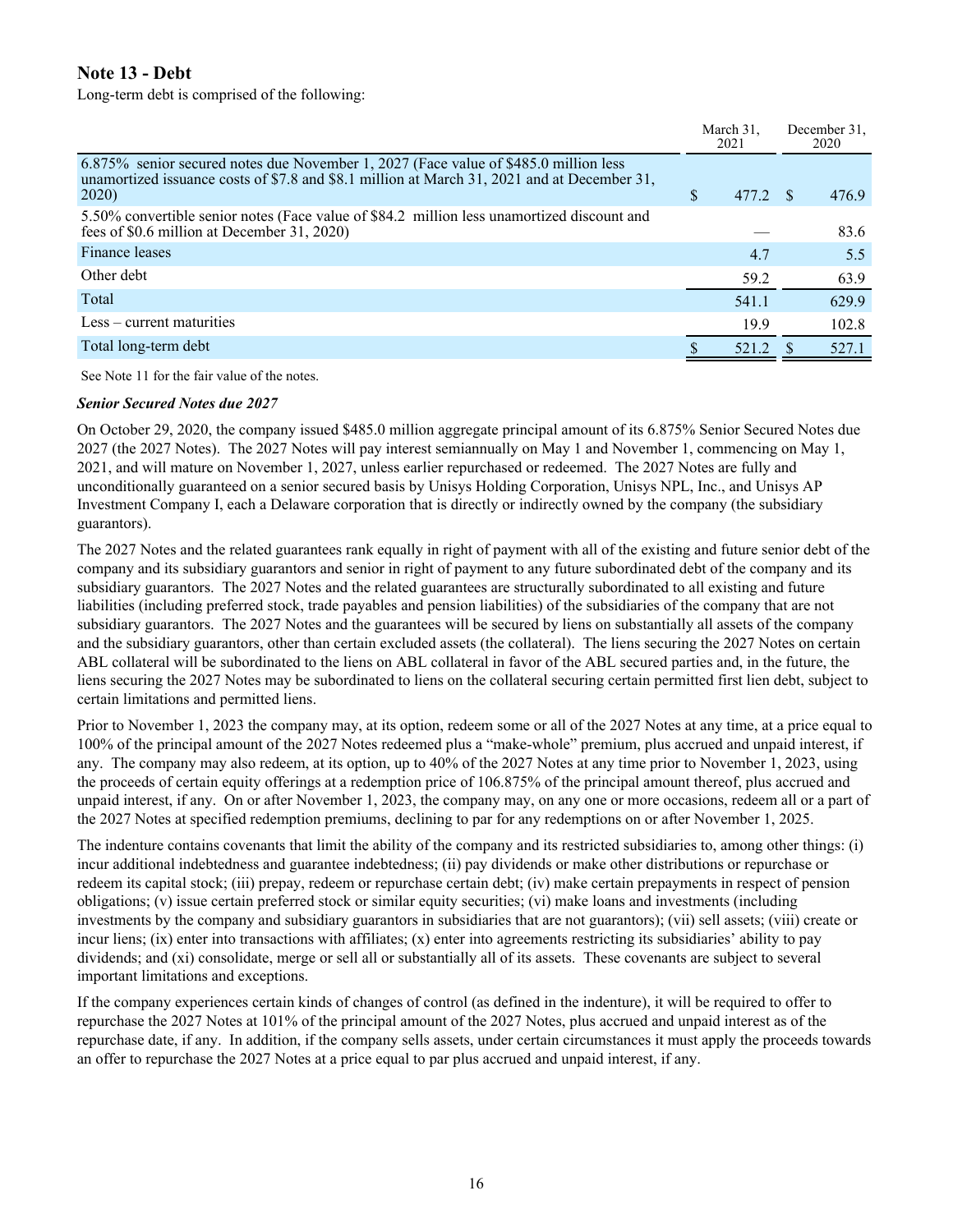## Note 13 - Debt

Long-term debt is comprised of the following:

| | March 31, 2021 | December 31, 2020 |
|---|---|---|
| 6.875% senior secured notes due November 1, 2027 (Face value of $485.0 million less unamortized issuance costs of $7.8 and $8.1 million at March 31, 2021 and at December 31, 2020) | $ 477.2 | $ 476.9 |
| 5.50% convertible senior notes (Face value of $84.2 million less unamortized discount and fees of $0.6 million at December 31, 2020) | — | 83.6 |
| Finance leases | 4.7 | 5.5 |
| Other debt | 59.2 | 63.9 |
| Total | 541.1 | 629.9 |
| Less – current maturities | 19.9 | 102.8 |
| Total long-term debt | $ 521.2 | $ 527.1 |

See Note 11 for the fair value of the notes.

***Senior Secured Notes due 2027***

On October 29, 2020, the company issued $485.0 million aggregate principal amount of its 6.875% Senior Secured Notes due 2027 (the 2027 Notes). The 2027 Notes will pay interest semiannually on May 1 and November 1, commencing on May 1, 2021, and will mature on November 1, 2027, unless earlier repurchased or redeemed. The 2027 Notes are fully and unconditionally guaranteed on a senior secured basis by Unisys Holding Corporation, Unisys NPL, Inc., and Unisys AP Investment Company I, each a Delaware corporation that is directly or indirectly owned by the company (the subsidiary guarantors).

The 2027 Notes and the related guarantees rank equally in right of payment with all of the existing and future senior debt of the company and its subsidiary guarantors and senior in right of payment to any future subordinated debt of the company and its subsidiary guarantors. The 2027 Notes and the related guarantees are structurally subordinated to all existing and future liabilities (including preferred stock, trade payables and pension liabilities) of the subsidiaries of the company that are not subsidiary guarantors. The 2027 Notes and the guarantees will be secured by liens on substantially all assets of the company and the subsidiary guarantors, other than certain excluded assets (the collateral). The liens securing the 2027 Notes on certain ABL collateral will be subordinated to the liens on ABL collateral in favor of the ABL secured parties and, in the future, the liens securing the 2027 Notes may be subordinated to liens on the collateral securing certain permitted first lien debt, subject to certain limitations and permitted liens.

Prior to November 1, 2023 the company may, at its option, redeem some or all of the 2027 Notes at any time, at a price equal to 100% of the principal amount of the 2027 Notes redeemed plus a "make-whole" premium, plus accrued and unpaid interest, if any. The company may also redeem, at its option, up to 40% of the 2027 Notes at any time prior to November 1, 2023, using the proceeds of certain equity offerings at a redemption price of 106.875% of the principal amount thereof, plus accrued and unpaid interest, if any. On or after November 1, 2023, the company may, on any one or more occasions, redeem all or a part of the 2027 Notes at specified redemption premiums, declining to par for any redemptions on or after November 1, 2025.

The indenture contains covenants that limit the ability of the company and its restricted subsidiaries to, among other things: (i) incur additional indebtedness and guarantee indebtedness; (ii) pay dividends or make other distributions or repurchase or redeem its capital stock; (iii) prepay, redeem or repurchase certain debt; (iv) make certain prepayments in respect of pension obligations; (v) issue certain preferred stock or similar equity securities; (vi) make loans and investments (including investments by the company and subsidiary guarantors in subsidiaries that are not guarantors); (vii) sell assets; (viii) create or incur liens; (ix) enter into transactions with affiliates; (x) enter into agreements restricting its subsidiaries' ability to pay dividends; and (xi) consolidate, merge or sell all or substantially all of its assets. These covenants are subject to several important limitations and exceptions.

If the company experiences certain kinds of changes of control (as defined in the indenture), it will be required to offer to repurchase the 2027 Notes at 101% of the principal amount of the 2027 Notes, plus accrued and unpaid interest as of the repurchase date, if any. In addition, if the company sells assets, under certain circumstances it must apply the proceeds towards an offer to repurchase the 2027 Notes at a price equal to par plus accrued and unpaid interest, if any.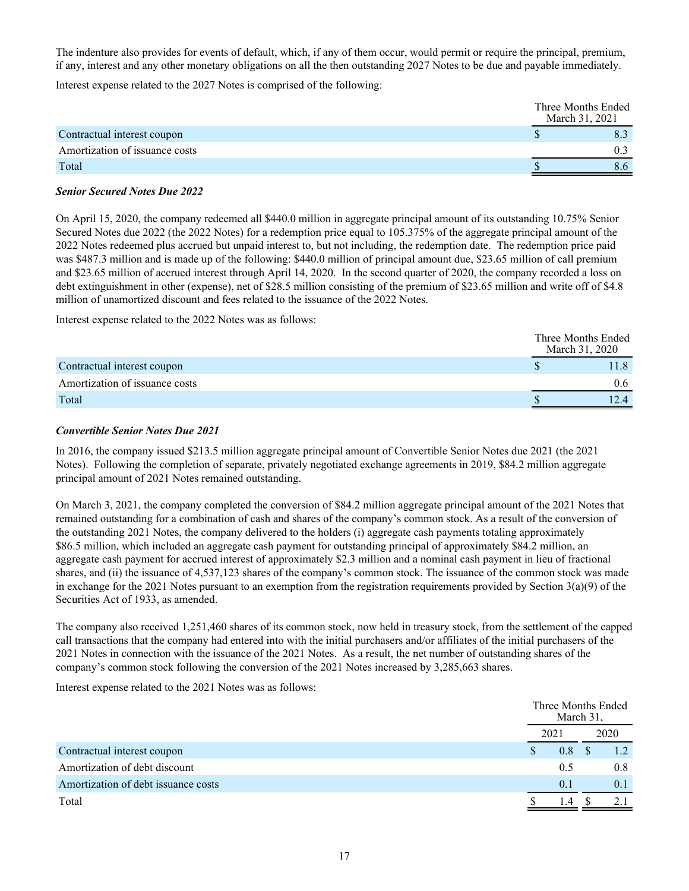The indenture also provides for events of default, which, if any of them occur, would permit or require the principal, premium, if any, interest and any other monetary obligations on all the then outstanding 2027 Notes to be due and payable immediately.

Interest expense related to the 2027 Notes is comprised of the following:

| | Three Months Ended March 31, 2021 |
|---|---|
| Contractual interest coupon | $ 8.3 |
| Amortization of issuance costs | 0.3 |
| Total | $ 8.6 |

***Senior Secured Notes Due 2022***

On April 15, 2020, the company redeemed all $440.0 million in aggregate principal amount of its outstanding 10.75% Senior Secured Notes due 2022 (the 2022 Notes) for a redemption price equal to 105.375% of the aggregate principal amount of the 2022 Notes redeemed plus accrued but unpaid interest to, but not including, the redemption date. The redemption price paid was $487.3 million and is made up of the following: $440.0 million of principal amount due, $23.65 million of call premium and $23.65 million of accrued interest through April 14, 2020. In the second quarter of 2020, the company recorded a loss on debt extinguishment in other (expense), net of $28.5 million consisting of the premium of $23.65 million and write off of $4.8 million of unamortized discount and fees related to the issuance of the 2022 Notes.

Interest expense related to the 2022 Notes was as follows:

| | Three Months Ended March 31, 2020 |
|---|---|
| Contractual interest coupon | $ 11.8 |
| Amortization of issuance costs | 0.6 |
| Total | $ 12.4 |

***Convertible Senior Notes Due 2021***

In 2016, the company issued $213.5 million aggregate principal amount of Convertible Senior Notes due 2021 (the 2021 Notes). Following the completion of separate, privately negotiated exchange agreements in 2019, $84.2 million aggregate principal amount of 2021 Notes remained outstanding.

On March 3, 2021, the company completed the conversion of $84.2 million aggregate principal amount of the 2021 Notes that remained outstanding for a combination of cash and shares of the company's common stock. As a result of the conversion of the outstanding 2021 Notes, the company delivered to the holders (i) aggregate cash payments totaling approximately $86.5 million, which included an aggregate cash payment for outstanding principal of approximately $84.2 million, an aggregate cash payment for accrued interest of approximately $2.3 million and a nominal cash payment in lieu of fractional shares, and (ii) the issuance of 4,537,123 shares of the company's common stock. The issuance of the common stock was made in exchange for the 2021 Notes pursuant to an exemption from the registration requirements provided by Section 3(a)(9) of the Securities Act of 1933, as amended.

The company also received 1,251,460 shares of its common stock, now held in treasury stock, from the settlement of the capped call transactions that the company had entered into with the initial purchasers and/or affiliates of the initial purchasers of the 2021 Notes in connection with the issuance of the 2021 Notes. As a result, the net number of outstanding shares of the company's common stock following the conversion of the 2021 Notes increased by 3,285,663 shares.

Interest expense related to the 2021 Notes was as follows:

| | Three Months Ended March 31, | |
|---|---|---|
| | 2021 | 2020 |
| Contractual interest coupon | $ 0.8 | $ 1.2 |
| Amortization of debt discount | 0.5 | 0.8 |
| Amortization of debt issuance costs | 0.1 | 0.1 |
| Total | $ 1.4 | $ 2.1 |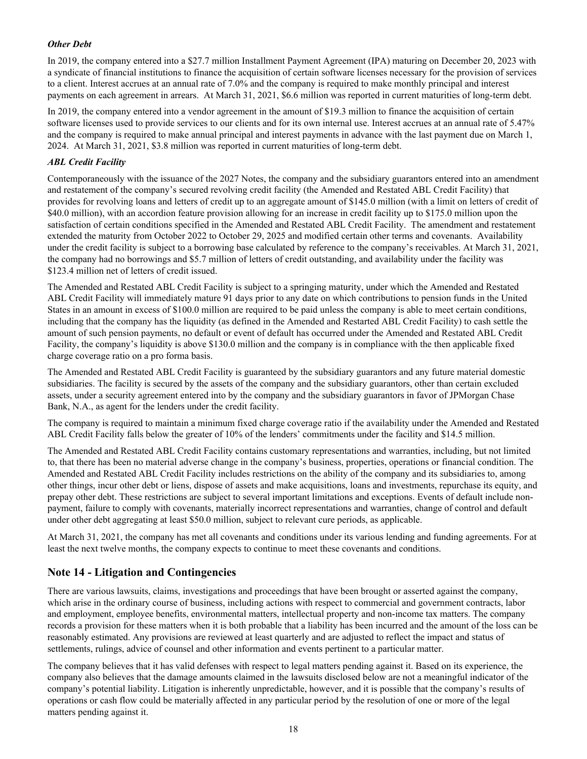***Other Debt***

In 2019, the company entered into a $27.7 million Installment Payment Agreement (IPA) maturing on December 20, 2023 with a syndicate of financial institutions to finance the acquisition of certain software licenses necessary for the provision of services to a client. Interest accrues at an annual rate of 7.0% and the company is required to make monthly principal and interest payments on each agreement in arrears. At March 31, 2021, $6.6 million was reported in current maturities of long-term debt.

In 2019, the company entered into a vendor agreement in the amount of $19.3 million to finance the acquisition of certain software licenses used to provide services to our clients and for its own internal use. Interest accrues at an annual rate of 5.47% and the company is required to make annual principal and interest payments in advance with the last payment due on March 1, 2024. At March 31, 2021, $3.8 million was reported in current maturities of long-term debt.

***ABL Credit Facility***

Contemporaneously with the issuance of the 2027 Notes, the company and the subsidiary guarantors entered into an amendment and restatement of the company's secured revolving credit facility (the Amended and Restated ABL Credit Facility) that provides for revolving loans and letters of credit up to an aggregate amount of $145.0 million (with a limit on letters of credit of $40.0 million), with an accordion feature provision allowing for an increase in credit facility up to $175.0 million upon the satisfaction of certain conditions specified in the Amended and Restated ABL Credit Facility. The amendment and restatement extended the maturity from October 2022 to October 29, 2025 and modified certain other terms and covenants. Availability under the credit facility is subject to a borrowing base calculated by reference to the company's receivables. At March 31, 2021, the company had no borrowings and $5.7 million of letters of credit outstanding, and availability under the facility was $123.4 million net of letters of credit issued.

The Amended and Restated ABL Credit Facility is subject to a springing maturity, under which the Amended and Restated ABL Credit Facility will immediately mature 91 days prior to any date on which contributions to pension funds in the United States in an amount in excess of $100.0 million are required to be paid unless the company is able to meet certain conditions, including that the company has the liquidity (as defined in the Amended and Restarted ABL Credit Facility) to cash settle the amount of such pension payments, no default or event of default has occurred under the Amended and Restated ABL Credit Facility, the company's liquidity is above $130.0 million and the company is in compliance with the then applicable fixed charge coverage ratio on a pro forma basis.

The Amended and Restated ABL Credit Facility is guaranteed by the subsidiary guarantors and any future material domestic subsidiaries. The facility is secured by the assets of the company and the subsidiary guarantors, other than certain excluded assets, under a security agreement entered into by the company and the subsidiary guarantors in favor of JPMorgan Chase Bank, N.A., as agent for the lenders under the credit facility.

The company is required to maintain a minimum fixed charge coverage ratio if the availability under the Amended and Restated ABL Credit Facility falls below the greater of 10% of the lenders' commitments under the facility and $14.5 million.

The Amended and Restated ABL Credit Facility contains customary representations and warranties, including, but not limited to, that there has been no material adverse change in the company's business, properties, operations or financial condition. The Amended and Restated ABL Credit Facility includes restrictions on the ability of the company and its subsidiaries to, among other things, incur other debt or liens, dispose of assets and make acquisitions, loans and investments, repurchase its equity, and prepay other debt. These restrictions are subject to several important limitations and exceptions. Events of default include non-payment, failure to comply with covenants, materially incorrect representations and warranties, change of control and default under other debt aggregating at least $50.0 million, subject to relevant cure periods, as applicable.

At March 31, 2021, the company has met all covenants and conditions under its various lending and funding agreements. For at least the next twelve months, the company expects to continue to meet these covenants and conditions.

## Note 14 - Litigation and Contingencies

There are various lawsuits, claims, investigations and proceedings that have been brought or asserted against the company, which arise in the ordinary course of business, including actions with respect to commercial and government contracts, labor and employment, employee benefits, environmental matters, intellectual property and non-income tax matters. The company records a provision for these matters when it is both probable that a liability has been incurred and the amount of the loss can be reasonably estimated. Any provisions are reviewed at least quarterly and are adjusted to reflect the impact and status of settlements, rulings, advice of counsel and other information and events pertinent to a particular matter.

The company believes that it has valid defenses with respect to legal matters pending against it. Based on its experience, the company also believes that the damage amounts claimed in the lawsuits disclosed below are not a meaningful indicator of the company's potential liability. Litigation is inherently unpredictable, however, and it is possible that the company's results of operations or cash flow could be materially affected in any particular period by the resolution of one or more of the legal matters pending against it.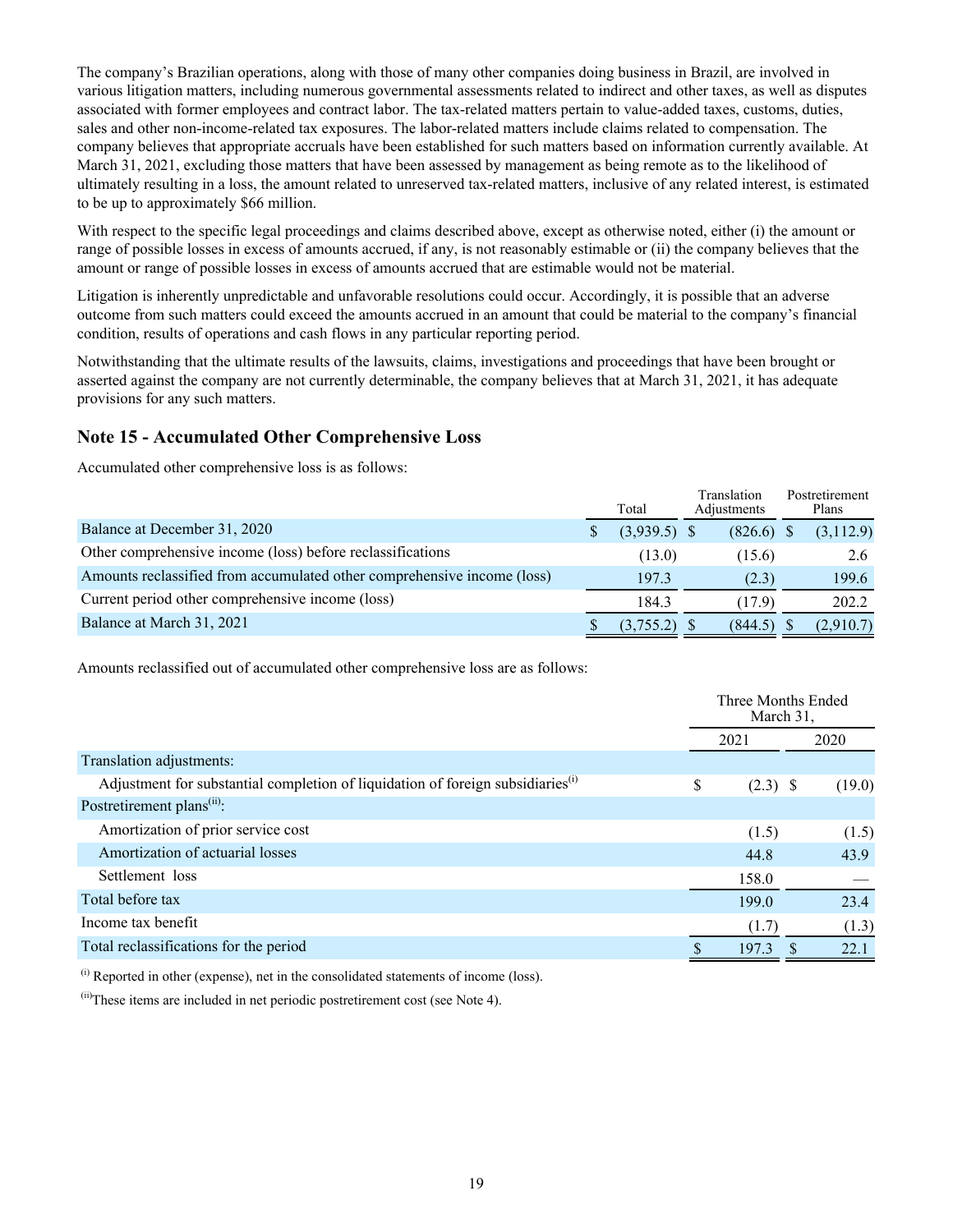The company's Brazilian operations, along with those of many other companies doing business in Brazil, are involved in various litigation matters, including numerous governmental assessments related to indirect and other taxes, as well as disputes associated with former employees and contract labor. The tax-related matters pertain to value-added taxes, customs, duties, sales and other non-income-related tax exposures. The labor-related matters include claims related to compensation. The company believes that appropriate accruals have been established for such matters based on information currently available. At March 31, 2021, excluding those matters that have been assessed by management as being remote as to the likelihood of ultimately resulting in a loss, the amount related to unreserved tax-related matters, inclusive of any related interest, is estimated to be up to approximately $66 million.

With respect to the specific legal proceedings and claims described above, except as otherwise noted, either (i) the amount or range of possible losses in excess of amounts accrued, if any, is not reasonably estimable or (ii) the company believes that the amount or range of possible losses in excess of amounts accrued that are estimable would not be material.

Litigation is inherently unpredictable and unfavorable resolutions could occur. Accordingly, it is possible that an adverse outcome from such matters could exceed the amounts accrued in an amount that could be material to the company's financial condition, results of operations and cash flows in any particular reporting period.

Notwithstanding that the ultimate results of the lawsuits, claims, investigations and proceedings that have been brought or asserted against the company are not currently determinable, the company believes that at March 31, 2021, it has adequate provisions for any such matters.

## Note 15 - Accumulated Other Comprehensive Loss

Accumulated other comprehensive loss is as follows:

| | Total | Translation Adjustments | Postretirement Plans |
|---|---|---|---|
| Balance at December 31, 2020 | $ (3,939.5) | $ (826.6) | $ (3,112.9) |
| Other comprehensive income (loss) before reclassifications | (13.0) | (15.6) | 2.6 |
| Amounts reclassified from accumulated other comprehensive income (loss) | 197.3 | (2.3) | 199.6 |
| Current period other comprehensive income (loss) | 184.3 | (17.9) | 202.2 |
| Balance at March 31, 2021 | $ (3,755.2) | $ (844.5) | $ (2,910.7) |

Amounts reclassified out of accumulated other comprehensive loss are as follows:

| | Three Months Ended March 31, | |
|---|---|---|
| | 2021 | 2020 |
| Translation adjustments: | | |
| Adjustment for substantial completion of liquidation of foreign subsidiaries[(i)] | $ (2.3) | $ (19.0) |
| Postretirement plans[(ii)]: | | |
| Amortization of prior service cost | (1.5) | (1.5) |
| Amortization of actuarial losses | 44.8 | 43.9 |
| Settlement loss | 158.0 | — |
| Total before tax | 199.0 | 23.4 |
| Income tax benefit | (1.7) | (1.3) |
| Total reclassifications for the period | $ 197.3 | $ 22.1 |

[(i)] Reported in other (expense), net in the consolidated statements of income (loss).

[(ii)] These items are included in net periodic postretirement cost (see Note 4).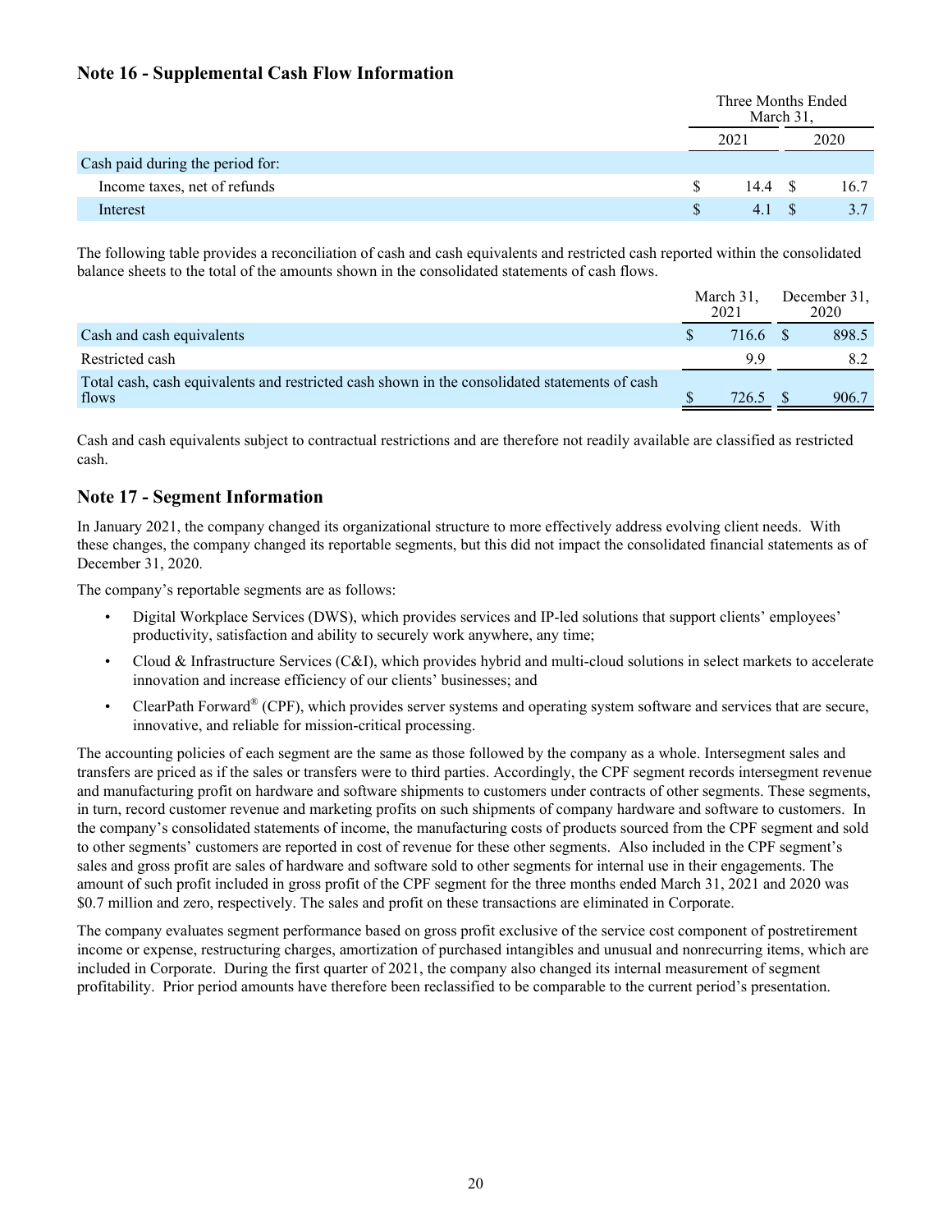## Note 16 - Supplemental Cash Flow Information

| | Three Months Ended March 31, | |
|---|---|---|
| | 2021 | 2020 |
| Cash paid during the period for: | | |
| Income taxes, net of refunds | $ 14.4 | $ 16.7 |
| Interest | $ 4.1 | $ 3.7 |

The following table provides a reconciliation of cash and cash equivalents and restricted cash reported within the consolidated balance sheets to the total of the amounts shown in the consolidated statements of cash flows.

| | March 31, 2021 | December 31, 2020 |
|---|---|---|
| Cash and cash equivalents | $ 716.6 | $ 898.5 |
| Restricted cash | 9.9 | 8.2 |
| Total cash, cash equivalents and restricted cash shown in the consolidated statements of cash flows | $ 726.5 | $ 906.7 |

Cash and cash equivalents subject to contractual restrictions and are therefore not readily available are classified as restricted cash.

## Note 17 - Segment Information

In January 2021, the company changed its organizational structure to more effectively address evolving client needs. With these changes, the company changed its reportable segments, but this did not impact the consolidated financial statements as of December 31, 2020.

The company's reportable segments are as follows:

- Digital Workplace Services (DWS), which provides services and IP-led solutions that support clients' employees' productivity, satisfaction and ability to securely work anywhere, any time;
- Cloud & Infrastructure Services (C&I), which provides hybrid and multi-cloud solutions in select markets to accelerate innovation and increase efficiency of our clients' businesses; and
- ClearPath Forward® (CPF), which provides server systems and operating system software and services that are secure, innovative, and reliable for mission-critical processing.

The accounting policies of each segment are the same as those followed by the company as a whole. Intersegment sales and transfers are priced as if the sales or transfers were to third parties. Accordingly, the CPF segment records intersegment revenue and manufacturing profit on hardware and software shipments to customers under contracts of other segments. These segments, in turn, record customer revenue and marketing profits on such shipments of company hardware and software to customers. In the company's consolidated statements of income, the manufacturing costs of products sourced from the CPF segment and sold to other segments' customers are reported in cost of revenue for these other segments. Also included in the CPF segment's sales and gross profit are sales of hardware and software sold to other segments for internal use in their engagements. The amount of such profit included in gross profit of the CPF segment for the three months ended March 31, 2021 and 2020 was $0.7 million and zero, respectively. The sales and profit on these transactions are eliminated in Corporate.

The company evaluates segment performance based on gross profit exclusive of the service cost component of postretirement income or expense, restructuring charges, amortization of purchased intangibles and unusual and nonrecurring items, which are included in Corporate. During the first quarter of 2021, the company also changed its internal measurement of segment profitability. Prior period amounts have therefore been reclassified to be comparable to the current period's presentation.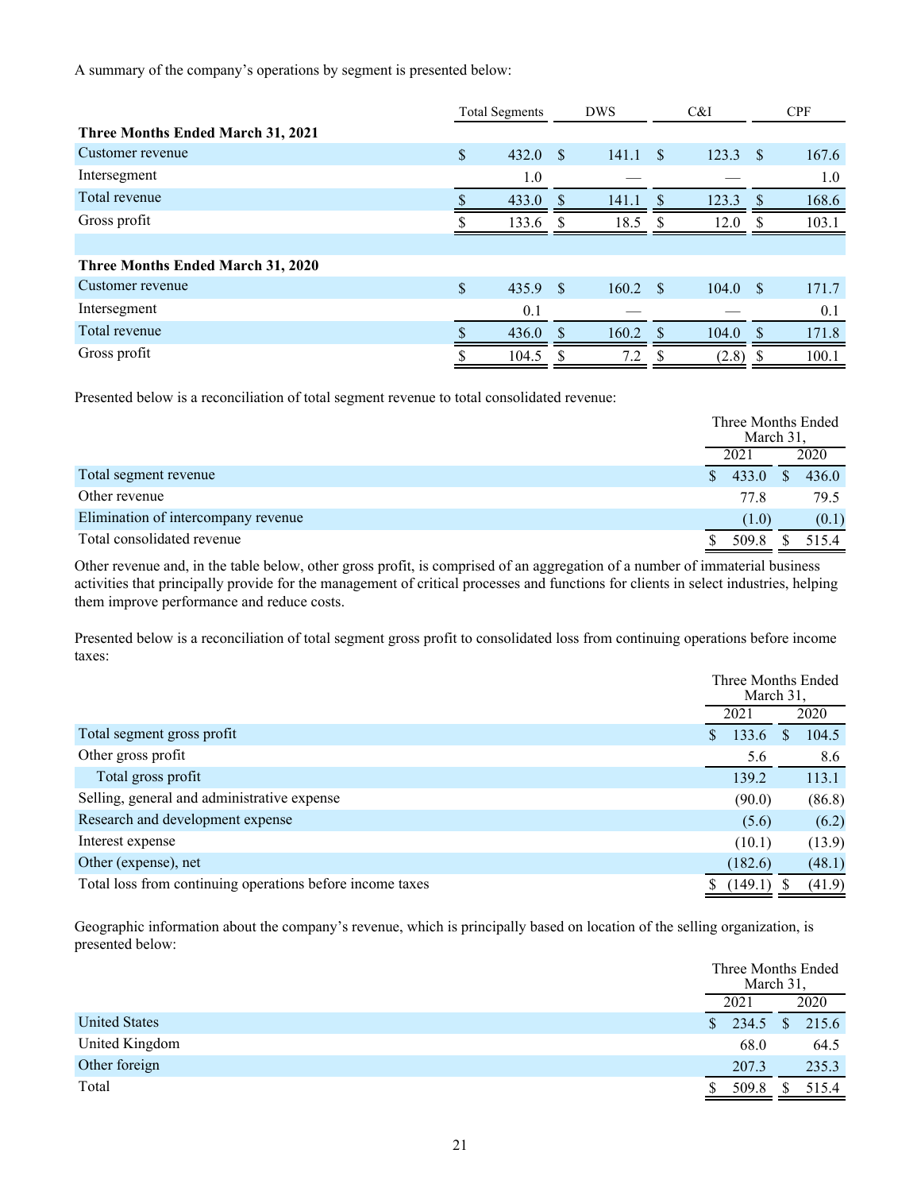A summary of the company's operations by segment is presented below:

| | Total Segments | DWS | C&I | CPF |
|---|---|---|---|---|
| **Three Months Ended March 31, 2021** | | | | |
| Customer revenue | $ 432.0 | $ 141.1 | $ 123.3 | $ 167.6 |
| Intersegment | 1.0 | — | — | 1.0 |
| Total revenue | $ 433.0 | $ 141.1 | $ 123.3 | $ 168.6 |
| Gross profit | $ 133.6 | $ 18.5 | $ 12.0 | $ 103.1 |
| | | | | |
| **Three Months Ended March 31, 2020** | | | | |
| Customer revenue | $ 435.9 | $ 160.2 | $ 104.0 | $ 171.7 |
| Intersegment | 0.1 | — | — | 0.1 |
| Total revenue | $ 436.0 | $ 160.2 | $ 104.0 | $ 171.8 |
| Gross profit | $ 104.5 | $ 7.2 | $ (2.8) | $ 100.1 |

Presented below is a reconciliation of total segment revenue to total consolidated revenue:

| | Three Months Ended March 31, | |
|---|---|---|
| | 2021 | 2020 |
| Total segment revenue | $ 433.0 | $ 436.0 |
| Other revenue | 77.8 | 79.5 |
| Elimination of intercompany revenue | (1.0) | (0.1) |
| Total consolidated revenue | $ 509.8 | $ 515.4 |

Other revenue and, in the table below, other gross profit, is comprised of an aggregation of a number of immaterial business activities that principally provide for the management of critical processes and functions for clients in select industries, helping them improve performance and reduce costs.

Presented below is a reconciliation of total segment gross profit to consolidated loss from continuing operations before income taxes:

| | Three Months Ended March 31, | |
|---|---|---|
| | 2021 | 2020 |
| Total segment gross profit | $ 133.6 | $ 104.5 |
| Other gross profit | 5.6 | 8.6 |
| Total gross profit | 139.2 | 113.1 |
| Selling, general and administrative expense | (90.0) | (86.8) |
| Research and development expense | (5.6) | (6.2) |
| Interest expense | (10.1) | (13.9) |
| Other (expense), net | (182.6) | (48.1) |
| Total loss from continuing operations before income taxes | $ (149.1) | $ (41.9) |

Geographic information about the company's revenue, which is principally based on location of the selling organization, is presented below:

| | Three Months Ended March 31, | |
|---|---|---|
| | 2021 | 2020 |
| United States | $ 234.5 | $ 215.6 |
| United Kingdom | 68.0 | 64.5 |
| Other foreign | 207.3 | 235.3 |
| Total | $ 509.8 | $ 515.4 |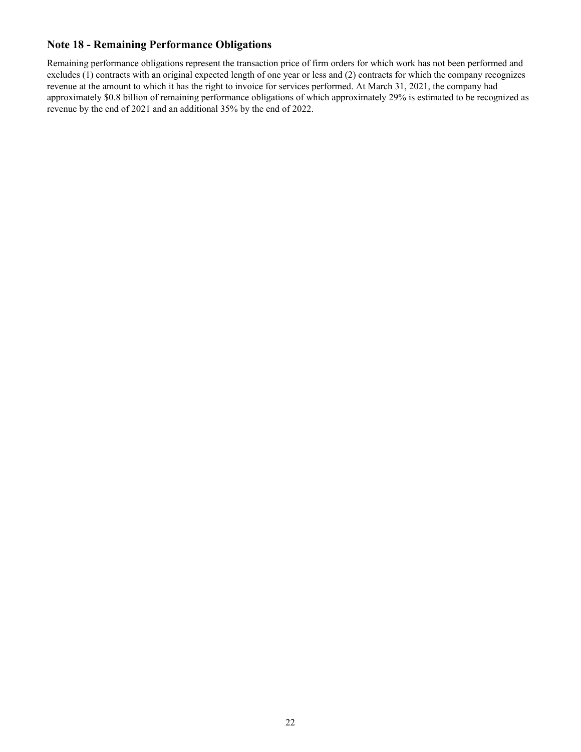## Note 18 - Remaining Performance Obligations

Remaining performance obligations represent the transaction price of firm orders for which work has not been performed and excludes (1) contracts with an original expected length of one year or less and (2) contracts for which the company recognizes revenue at the amount to which it has the right to invoice for services performed. At March 31, 2021, the company had approximately $0.8 billion of remaining performance obligations of which approximately 29% is estimated to be recognized as revenue by the end of 2021 and an additional 35% by the end of 2022.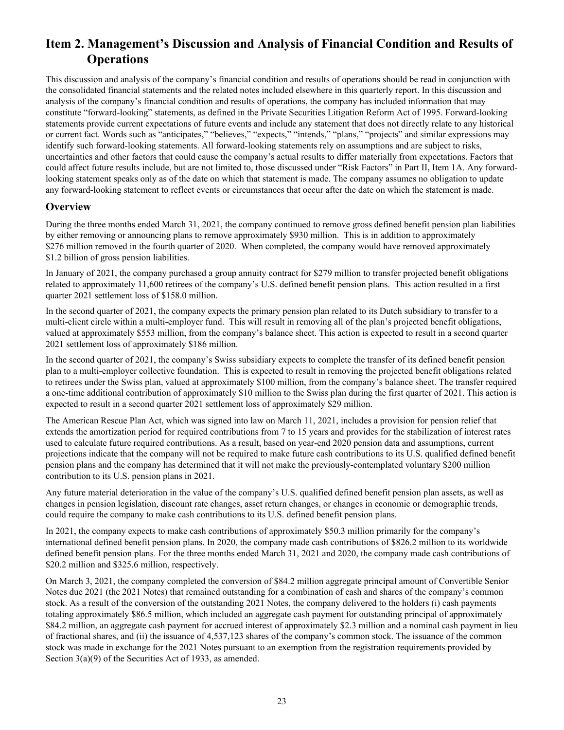# Item 2. Management's Discussion and Analysis of Financial Condition and Results of Operations

This discussion and analysis of the company's financial condition and results of operations should be read in conjunction with the consolidated financial statements and the related notes included elsewhere in this quarterly report. In this discussion and analysis of the company's financial condition and results of operations, the company has included information that may constitute "forward-looking" statements, as defined in the Private Securities Litigation Reform Act of 1995. Forward-looking statements provide current expectations of future events and include any statement that does not directly relate to any historical or current fact. Words such as "anticipates," "believes," "expects," "intends," "plans," "projects" and similar expressions may identify such forward-looking statements. All forward-looking statements rely on assumptions and are subject to risks, uncertainties and other factors that could cause the company's actual results to differ materially from expectations. Factors that could affect future results include, but are not limited to, those discussed under "Risk Factors" in Part II, Item 1A. Any forward-looking statement speaks only as of the date on which that statement is made. The company assumes no obligation to update any forward-looking statement to reflect events or circumstances that occur after the date on which the statement is made.

## Overview

During the three months ended March 31, 2021, the company continued to remove gross defined benefit pension plan liabilities by either removing or announcing plans to remove approximately $930 million. This is in addition to approximately $276 million removed in the fourth quarter of 2020. When completed, the company would have removed approximately $1.2 billion of gross pension liabilities.

In January of 2021, the company purchased a group annuity contract for $279 million to transfer projected benefit obligations related to approximately 11,600 retirees of the company's U.S. defined benefit pension plans. This action resulted in a first quarter 2021 settlement loss of $158.0 million.

In the second quarter of 2021, the company expects the primary pension plan related to its Dutch subsidiary to transfer to a multi-client circle within a multi-employer fund. This will result in removing all of the plan's projected benefit obligations, valued at approximately $553 million, from the company's balance sheet. This action is expected to result in a second quarter 2021 settlement loss of approximately $186 million.

In the second quarter of 2021, the company's Swiss subsidiary expects to complete the transfer of its defined benefit pension plan to a multi-employer collective foundation. This is expected to result in removing the projected benefit obligations related to retirees under the Swiss plan, valued at approximately $100 million, from the company's balance sheet. The transfer required a one-time additional contribution of approximately $10 million to the Swiss plan during the first quarter of 2021. This action is expected to result in a second quarter 2021 settlement loss of approximately $29 million.

The American Rescue Plan Act, which was signed into law on March 11, 2021, includes a provision for pension relief that extends the amortization period for required contributions from 7 to 15 years and provides for the stabilization of interest rates used to calculate future required contributions. As a result, based on year-end 2020 pension data and assumptions, current projections indicate that the company will not be required to make future cash contributions to its U.S. qualified defined benefit pension plans and the company has determined that it will not make the previously-contemplated voluntary $200 million contribution to its U.S. pension plans in 2021.

Any future material deterioration in the value of the company's U.S. qualified defined benefit pension plan assets, as well as changes in pension legislation, discount rate changes, asset return changes, or changes in economic or demographic trends, could require the company to make cash contributions to its U.S. defined benefit pension plans.

In 2021, the company expects to make cash contributions of approximately $50.3 million primarily for the company's international defined benefit pension plans. In 2020, the company made cash contributions of $826.2 million to its worldwide defined benefit pension plans. For the three months ended March 31, 2021 and 2020, the company made cash contributions of $20.2 million and $325.6 million, respectively.

On March 3, 2021, the company completed the conversion of $84.2 million aggregate principal amount of Convertible Senior Notes due 2021 (the 2021 Notes) that remained outstanding for a combination of cash and shares of the company's common stock. As a result of the conversion of the outstanding 2021 Notes, the company delivered to the holders (i) cash payments totaling approximately $86.5 million, which included an aggregate cash payment for outstanding principal of approximately $84.2 million, an aggregate cash payment for accrued interest of approximately $2.3 million and a nominal cash payment in lieu of fractional shares, and (ii) the issuance of 4,537,123 shares of the company's common stock. The issuance of the common stock was made in exchange for the 2021 Notes pursuant to an exemption from the registration requirements provided by Section 3(a)(9) of the Securities Act of 1933, as amended.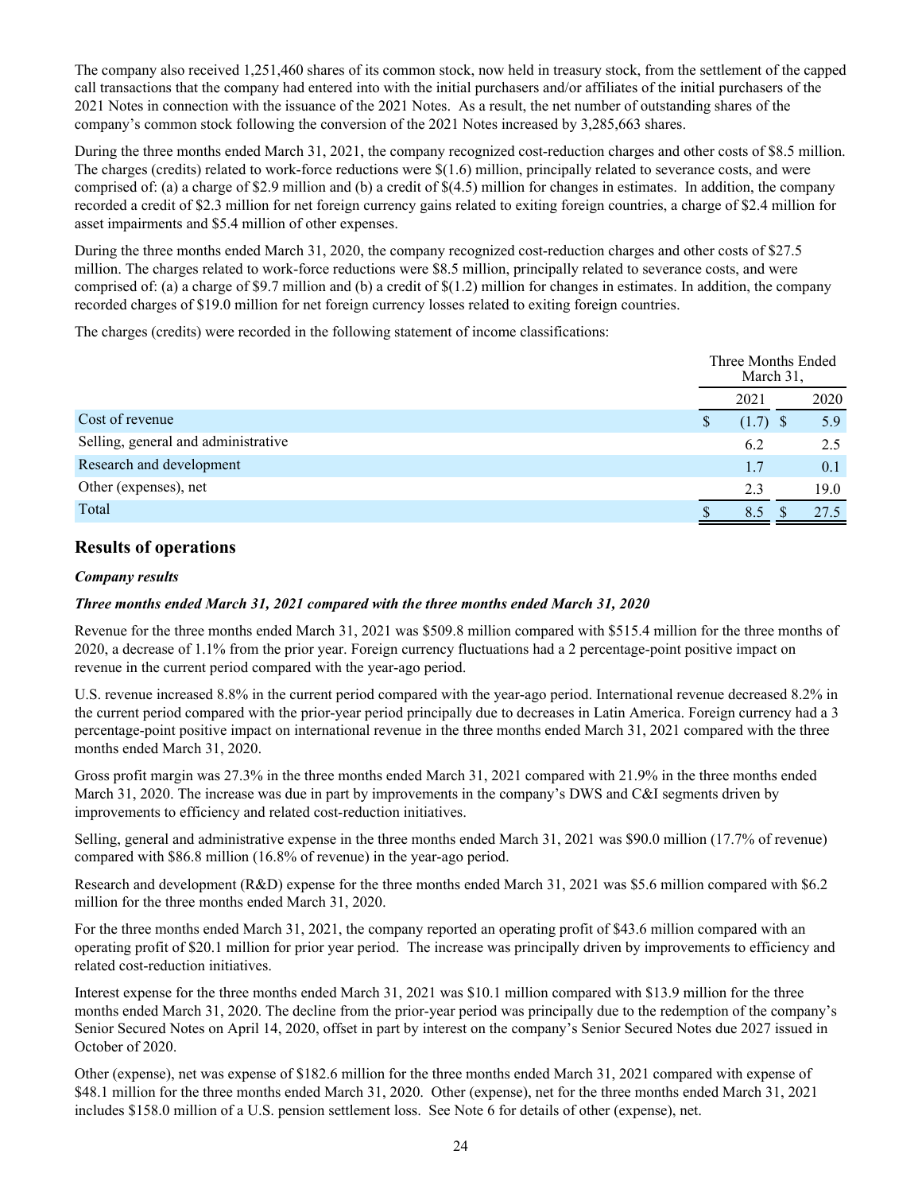The company also received 1,251,460 shares of its common stock, now held in treasury stock, from the settlement of the capped call transactions that the company had entered into with the initial purchasers and/or affiliates of the initial purchasers of the 2021 Notes in connection with the issuance of the 2021 Notes. As a result, the net number of outstanding shares of the company's common stock following the conversion of the 2021 Notes increased by 3,285,663 shares.

During the three months ended March 31, 2021, the company recognized cost-reduction charges and other costs of $8.5 million. The charges (credits) related to work-force reductions were $(1.6) million, principally related to severance costs, and were comprised of: (a) a charge of $2.9 million and (b) a credit of $(4.5) million for changes in estimates. In addition, the company recorded a credit of $2.3 million for net foreign currency gains related to exiting foreign countries, a charge of $2.4 million for asset impairments and $5.4 million of other expenses.

During the three months ended March 31, 2020, the company recognized cost-reduction charges and other costs of $27.5 million. The charges related to work-force reductions were $8.5 million, principally related to severance costs, and were comprised of: (a) a charge of $9.7 million and (b) a credit of $(1.2) million for changes in estimates. In addition, the company recorded charges of $19.0 million for net foreign currency losses related to exiting foreign countries.

The charges (credits) were recorded in the following statement of income classifications:

| | Three Months Ended March 31, | |
|---|---|---|
| | 2021 | 2020 |
| Cost of revenue | $ (1.7) | $ 5.9 |
| Selling, general and administrative | 6.2 | 2.5 |
| Research and development | 1.7 | 0.1 |
| Other (expenses), net | 2.3 | 19.0 |
| Total | $ 8.5 | $ 27.5 |

## Results of operations

***Company results***

***Three months ended March 31, 2021 compared with the three months ended March 31, 2020***

Revenue for the three months ended March 31, 2021 was $509.8 million compared with $515.4 million for the three months of 2020, a decrease of 1.1% from the prior year. Foreign currency fluctuations had a 2 percentage-point positive impact on revenue in the current period compared with the year-ago period.

U.S. revenue increased 8.8% in the current period compared with the year-ago period. International revenue decreased 8.2% in the current period compared with the prior-year period principally due to decreases in Latin America. Foreign currency had a 3 percentage-point positive impact on international revenue in the three months ended March 31, 2021 compared with the three months ended March 31, 2020.

Gross profit margin was 27.3% in the three months ended March 31, 2021 compared with 21.9% in the three months ended March 31, 2020. The increase was due in part by improvements in the company's DWS and C&I segments driven by improvements to efficiency and related cost-reduction initiatives.

Selling, general and administrative expense in the three months ended March 31, 2021 was $90.0 million (17.7% of revenue) compared with $86.8 million (16.8% of revenue) in the year-ago period.

Research and development (R&D) expense for the three months ended March 31, 2021 was $5.6 million compared with $6.2 million for the three months ended March 31, 2020.

For the three months ended March 31, 2021, the company reported an operating profit of $43.6 million compared with an operating profit of $20.1 million for prior year period. The increase was principally driven by improvements to efficiency and related cost-reduction initiatives.

Interest expense for the three months ended March 31, 2021 was $10.1 million compared with $13.9 million for the three months ended March 31, 2020. The decline from the prior-year period was principally due to the redemption of the company's Senior Secured Notes on April 14, 2020, offset in part by interest on the company's Senior Secured Notes due 2027 issued in October of 2020.

Other (expense), net was expense of $182.6 million for the three months ended March 31, 2021 compared with expense of $48.1 million for the three months ended March 31, 2020. Other (expense), net for the three months ended March 31, 2021 includes $158.0 million of a U.S. pension settlement loss. See Note 6 for details of other (expense), net.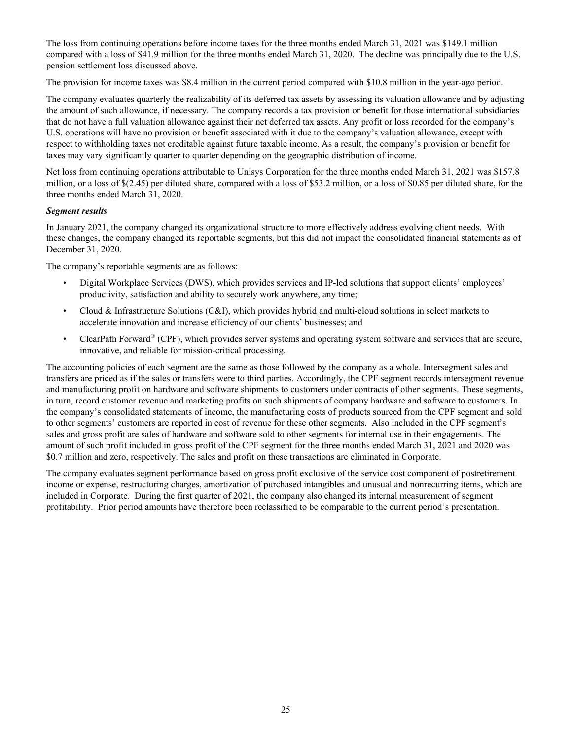The loss from continuing operations before income taxes for the three months ended March 31, 2021 was $149.1 million compared with a loss of $41.9 million for the three months ended March 31, 2020. The decline was principally due to the U.S. pension settlement loss discussed above.

The provision for income taxes was $8.4 million in the current period compared with $10.8 million in the year-ago period.

The company evaluates quarterly the realizability of its deferred tax assets by assessing its valuation allowance and by adjusting the amount of such allowance, if necessary. The company records a tax provision or benefit for those international subsidiaries that do not have a full valuation allowance against their net deferred tax assets. Any profit or loss recorded for the company's U.S. operations will have no provision or benefit associated with it due to the company's valuation allowance, except with respect to withholding taxes not creditable against future taxable income. As a result, the company's provision or benefit for taxes may vary significantly quarter to quarter depending on the geographic distribution of income.

Net loss from continuing operations attributable to Unisys Corporation for the three months ended March 31, 2021 was $157.8 million, or a loss of $(2.45) per diluted share, compared with a loss of $53.2 million, or a loss of $0.85 per diluted share, for the three months ended March 31, 2020.

***Segment results***

In January 2021, the company changed its organizational structure to more effectively address evolving client needs. With these changes, the company changed its reportable segments, but this did not impact the consolidated financial statements as of December 31, 2020.

The company's reportable segments are as follows:

- Digital Workplace Services (DWS), which provides services and IP-led solutions that support clients' employees' productivity, satisfaction and ability to securely work anywhere, any time;
- Cloud & Infrastructure Solutions (C&I), which provides hybrid and multi-cloud solutions in select markets to accelerate innovation and increase efficiency of our clients' businesses; and
- ClearPath Forward® (CPF), which provides server systems and operating system software and services that are secure, innovative, and reliable for mission-critical processing.

The accounting policies of each segment are the same as those followed by the company as a whole. Intersegment sales and transfers are priced as if the sales or transfers were to third parties. Accordingly, the CPF segment records intersegment revenue and manufacturing profit on hardware and software shipments to customers under contracts of other segments. These segments, in turn, record customer revenue and marketing profits on such shipments of company hardware and software to customers. In the company's consolidated statements of income, the manufacturing costs of products sourced from the CPF segment and sold to other segments' customers are reported in cost of revenue for these other segments. Also included in the CPF segment's sales and gross profit are sales of hardware and software sold to other segments for internal use in their engagements. The amount of such profit included in gross profit of the CPF segment for the three months ended March 31, 2021 and 2020 was $0.7 million and zero, respectively. The sales and profit on these transactions are eliminated in Corporate.

The company evaluates segment performance based on gross profit exclusive of the service cost component of postretirement income or expense, restructuring charges, amortization of purchased intangibles and unusual and nonrecurring items, which are included in Corporate. During the first quarter of 2021, the company also changed its internal measurement of segment profitability. Prior period amounts have therefore been reclassified to be comparable to the current period's presentation.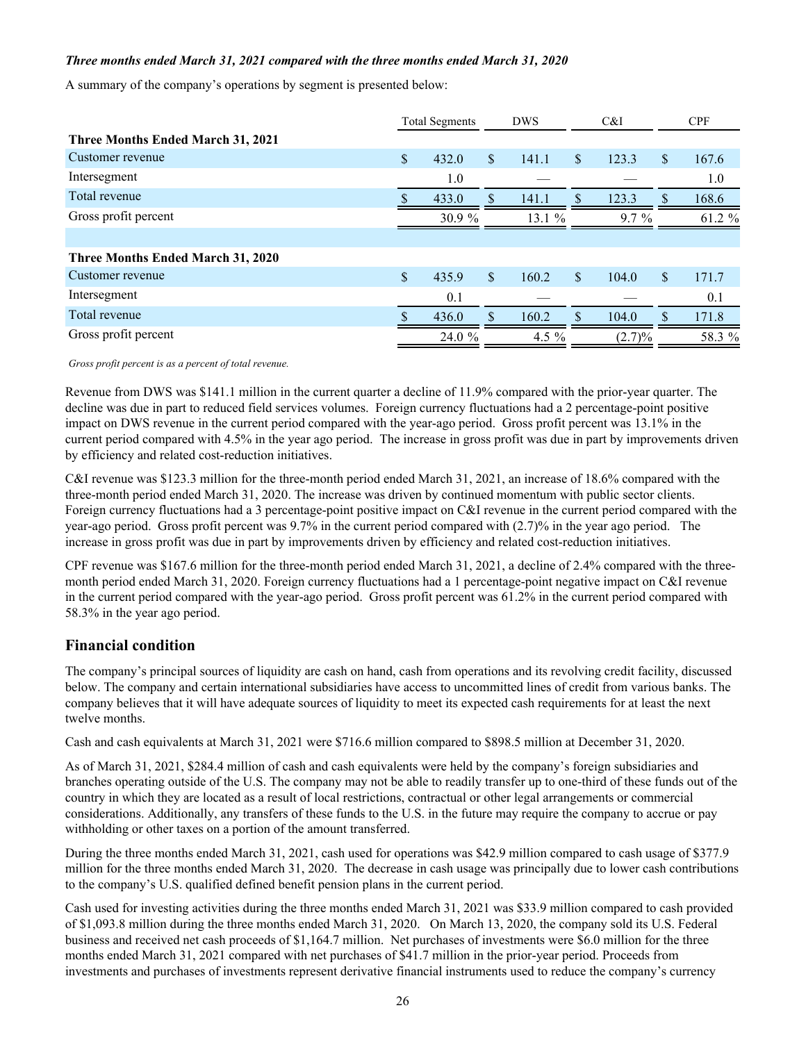***Three months ended March 31, 2021 compared with the three months ended March 31, 2020***

A summary of the company's operations by segment is presented below:

| | Total Segments | DWS | C&I | CPF |
|---|---|---|---|---|
| **Three Months Ended March 31, 2021** | | | | |
| Customer revenue | $ 432.0 | $ 141.1 | $ 123.3 | $ 167.6 |
| Intersegment | 1.0 | — | — | 1.0 |
| Total revenue | $ 433.0 | $ 141.1 | $ 123.3 | $ 168.6 |
| Gross profit percent | 30.9 % | 13.1 % | 9.7 % | 61.2 % |
| | | | | |
| **Three Months Ended March 31, 2020** | | | | |
| Customer revenue | $ 435.9 | $ 160.2 | $ 104.0 | $ 171.7 |
| Intersegment | 0.1 | — | — | 0.1 |
| Total revenue | $ 436.0 | $ 160.2 | $ 104.0 | $ 171.8 |
| Gross profit percent | 24.0 % | 4.5 % | (2.7)% | 58.3 % |

*Gross profit percent is as a percent of total revenue.*

Revenue from DWS was $141.1 million in the current quarter a decline of 11.9% compared with the prior-year quarter. The decline was due in part to reduced field services volumes. Foreign currency fluctuations had a 2 percentage-point positive impact on DWS revenue in the current period compared with the year-ago period. Gross profit percent was 13.1% in the current period compared with 4.5% in the year ago period. The increase in gross profit was due in part by improvements driven by efficiency and related cost-reduction initiatives.

C&I revenue was $123.3 million for the three-month period ended March 31, 2021, an increase of 18.6% compared with the three-month period ended March 31, 2020. The increase was driven by continued momentum with public sector clients. Foreign currency fluctuations had a 3 percentage-point positive impact on C&I revenue in the current period compared with the year-ago period. Gross profit percent was 9.7% in the current period compared with (2.7)% in the year ago period. The increase in gross profit was due in part by improvements driven by efficiency and related cost-reduction initiatives.

CPF revenue was $167.6 million for the three-month period ended March 31, 2021, a decline of 2.4% compared with the three-month period ended March 31, 2020. Foreign currency fluctuations had a 1 percentage-point negative impact on C&I revenue in the current period compared with the year-ago period. Gross profit percent was 61.2% in the current period compared with 58.3% in the year ago period.

## Financial condition

The company's principal sources of liquidity are cash on hand, cash from operations and its revolving credit facility, discussed below. The company and certain international subsidiaries have access to uncommitted lines of credit from various banks. The company believes that it will have adequate sources of liquidity to meet its expected cash requirements for at least the next twelve months.

Cash and cash equivalents at March 31, 2021 were $716.6 million compared to $898.5 million at December 31, 2020.

As of March 31, 2021, $284.4 million of cash and cash equivalents were held by the company's foreign subsidiaries and branches operating outside of the U.S. The company may not be able to readily transfer up to one-third of these funds out of the country in which they are located as a result of local restrictions, contractual or other legal arrangements or commercial considerations. Additionally, any transfers of these funds to the U.S. in the future may require the company to accrue or pay withholding or other taxes on a portion of the amount transferred.

During the three months ended March 31, 2021, cash used for operations was $42.9 million compared to cash usage of $377.9 million for the three months ended March 31, 2020. The decrease in cash usage was principally due to lower cash contributions to the company's U.S. qualified defined benefit pension plans in the current period.

Cash used for investing activities during the three months ended March 31, 2021 was $33.9 million compared to cash provided of $1,093.8 million during the three months ended March 31, 2020. On March 13, 2020, the company sold its U.S. Federal business and received net cash proceeds of $1,164.7 million. Net purchases of investments were $6.0 million for the three months ended March 31, 2021 compared with net purchases of $41.7 million in the prior-year period. Proceeds from investments and purchases of investments represent derivative financial instruments used to reduce the company's currency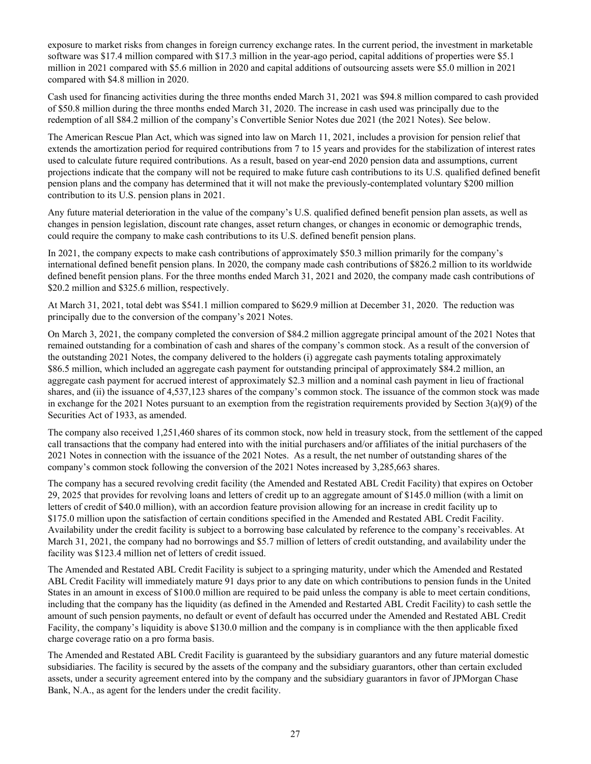exposure to market risks from changes in foreign currency exchange rates. In the current period, the investment in marketable software was $17.4 million compared with $17.3 million in the year-ago period, capital additions of properties were $5.1 million in 2021 compared with $5.6 million in 2020 and capital additions of outsourcing assets were $5.0 million in 2021 compared with $4.8 million in 2020.

Cash used for financing activities during the three months ended March 31, 2021 was $94.8 million compared to cash provided of $50.8 million during the three months ended March 31, 2020. The increase in cash used was principally due to the redemption of all $84.2 million of the company's Convertible Senior Notes due 2021 (the 2021 Notes). See below.

The American Rescue Plan Act, which was signed into law on March 11, 2021, includes a provision for pension relief that extends the amortization period for required contributions from 7 to 15 years and provides for the stabilization of interest rates used to calculate future required contributions. As a result, based on year-end 2020 pension data and assumptions, current projections indicate that the company will not be required to make future cash contributions to its U.S. qualified defined benefit pension plans and the company has determined that it will not make the previously-contemplated voluntary $200 million contribution to its U.S. pension plans in 2021.

Any future material deterioration in the value of the company's U.S. qualified defined benefit pension plan assets, as well as changes in pension legislation, discount rate changes, asset return changes, or changes in economic or demographic trends, could require the company to make cash contributions to its U.S. defined benefit pension plans.

In 2021, the company expects to make cash contributions of approximately $50.3 million primarily for the company's international defined benefit pension plans. In 2020, the company made cash contributions of $826.2 million to its worldwide defined benefit pension plans. For the three months ended March 31, 2021 and 2020, the company made cash contributions of $20.2 million and $325.6 million, respectively.

At March 31, 2021, total debt was $541.1 million compared to $629.9 million at December 31, 2020. The reduction was principally due to the conversion of the company's 2021 Notes.

On March 3, 2021, the company completed the conversion of $84.2 million aggregate principal amount of the 2021 Notes that remained outstanding for a combination of cash and shares of the company's common stock. As a result of the conversion of the outstanding 2021 Notes, the company delivered to the holders (i) aggregate cash payments totaling approximately $86.5 million, which included an aggregate cash payment for outstanding principal of approximately $84.2 million, an aggregate cash payment for accrued interest of approximately $2.3 million and a nominal cash payment in lieu of fractional shares, and (ii) the issuance of 4,537,123 shares of the company's common stock. The issuance of the common stock was made in exchange for the 2021 Notes pursuant to an exemption from the registration requirements provided by Section 3(a)(9) of the Securities Act of 1933, as amended.

The company also received 1,251,460 shares of its common stock, now held in treasury stock, from the settlement of the capped call transactions that the company had entered into with the initial purchasers and/or affiliates of the initial purchasers of the 2021 Notes in connection with the issuance of the 2021 Notes. As a result, the net number of outstanding shares of the company's common stock following the conversion of the 2021 Notes increased by 3,285,663 shares.

The company has a secured revolving credit facility (the Amended and Restated ABL Credit Facility) that expires on October 29, 2025 that provides for revolving loans and letters of credit up to an aggregate amount of $145.0 million (with a limit on letters of credit of $40.0 million), with an accordion feature provision allowing for an increase in credit facility up to $175.0 million upon the satisfaction of certain conditions specified in the Amended and Restated ABL Credit Facility. Availability under the credit facility is subject to a borrowing base calculated by reference to the company's receivables. At March 31, 2021, the company had no borrowings and $5.7 million of letters of credit outstanding, and availability under the facility was $123.4 million net of letters of credit issued.

The Amended and Restated ABL Credit Facility is subject to a springing maturity, under which the Amended and Restated ABL Credit Facility will immediately mature 91 days prior to any date on which contributions to pension funds in the United States in an amount in excess of $100.0 million are required to be paid unless the company is able to meet certain conditions, including that the company has the liquidity (as defined in the Amended and Restarted ABL Credit Facility) to cash settle the amount of such pension payments, no default or event of default has occurred under the Amended and Restated ABL Credit Facility, the company's liquidity is above $130.0 million and the company is in compliance with the then applicable fixed charge coverage ratio on a pro forma basis.

The Amended and Restated ABL Credit Facility is guaranteed by the subsidiary guarantors and any future material domestic subsidiaries. The facility is secured by the assets of the company and the subsidiary guarantors, other than certain excluded assets, under a security agreement entered into by the company and the subsidiary guarantors in favor of JPMorgan Chase Bank, N.A., as agent for the lenders under the credit facility.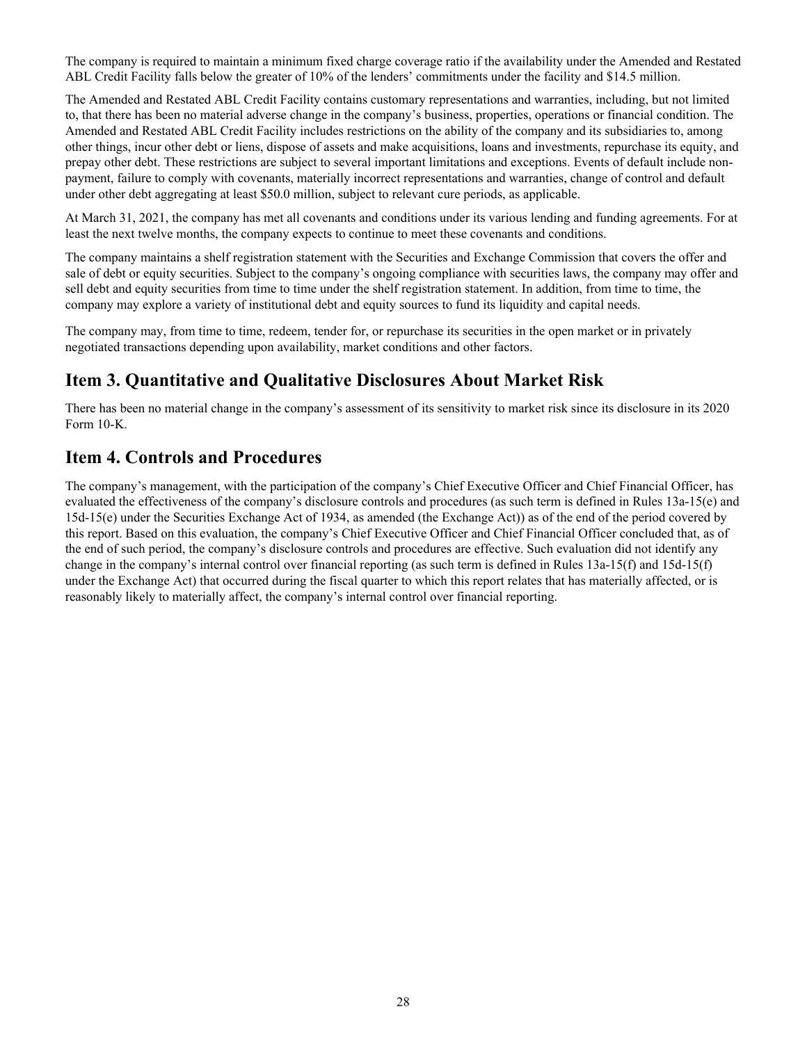The company is required to maintain a minimum fixed charge coverage ratio if the availability under the Amended and Restated ABL Credit Facility falls below the greater of 10% of the lenders' commitments under the facility and $14.5 million.

The Amended and Restated ABL Credit Facility contains customary representations and warranties, including, but not limited to, that there has been no material adverse change in the company's business, properties, operations or financial condition. The Amended and Restated ABL Credit Facility includes restrictions on the ability of the company and its subsidiaries to, among other things, incur other debt or liens, dispose of assets and make acquisitions, loans and investments, repurchase its equity, and prepay other debt. These restrictions are subject to several important limitations and exceptions. Events of default include non-payment, failure to comply with covenants, materially incorrect representations and warranties, change of control and default under other debt aggregating at least $50.0 million, subject to relevant cure periods, as applicable.

At March 31, 2021, the company has met all covenants and conditions under its various lending and funding agreements. For at least the next twelve months, the company expects to continue to meet these covenants and conditions.

The company maintains a shelf registration statement with the Securities and Exchange Commission that covers the offer and sale of debt or equity securities. Subject to the company's ongoing compliance with securities laws, the company may offer and sell debt and equity securities from time to time under the shelf registration statement. In addition, from time to time, the company may explore a variety of institutional debt and equity sources to fund its liquidity and capital needs.

The company may, from time to time, redeem, tender for, or repurchase its securities in the open market or in privately negotiated transactions depending upon availability, market conditions and other factors.

## Item 3. Quantitative and Qualitative Disclosures About Market Risk

There has been no material change in the company's assessment of its sensitivity to market risk since its disclosure in its 2020 Form 10-K.

## Item 4. Controls and Procedures

The company's management, with the participation of the company's Chief Executive Officer and Chief Financial Officer, has evaluated the effectiveness of the company's disclosure controls and procedures (as such term is defined in Rules 13a-15(e) and 15d-15(e) under the Securities Exchange Act of 1934, as amended (the Exchange Act)) as of the end of the period covered by this report. Based on this evaluation, the company's Chief Executive Officer and Chief Financial Officer concluded that, as of the end of such period, the company's disclosure controls and procedures are effective. Such evaluation did not identify any change in the company's internal control over financial reporting (as such term is defined in Rules 13a-15(f) and 15d-15(f) under the Exchange Act) that occurred during the fiscal quarter to which this report relates that has materially affected, or is reasonably likely to materially affect, the company's internal control over financial reporting.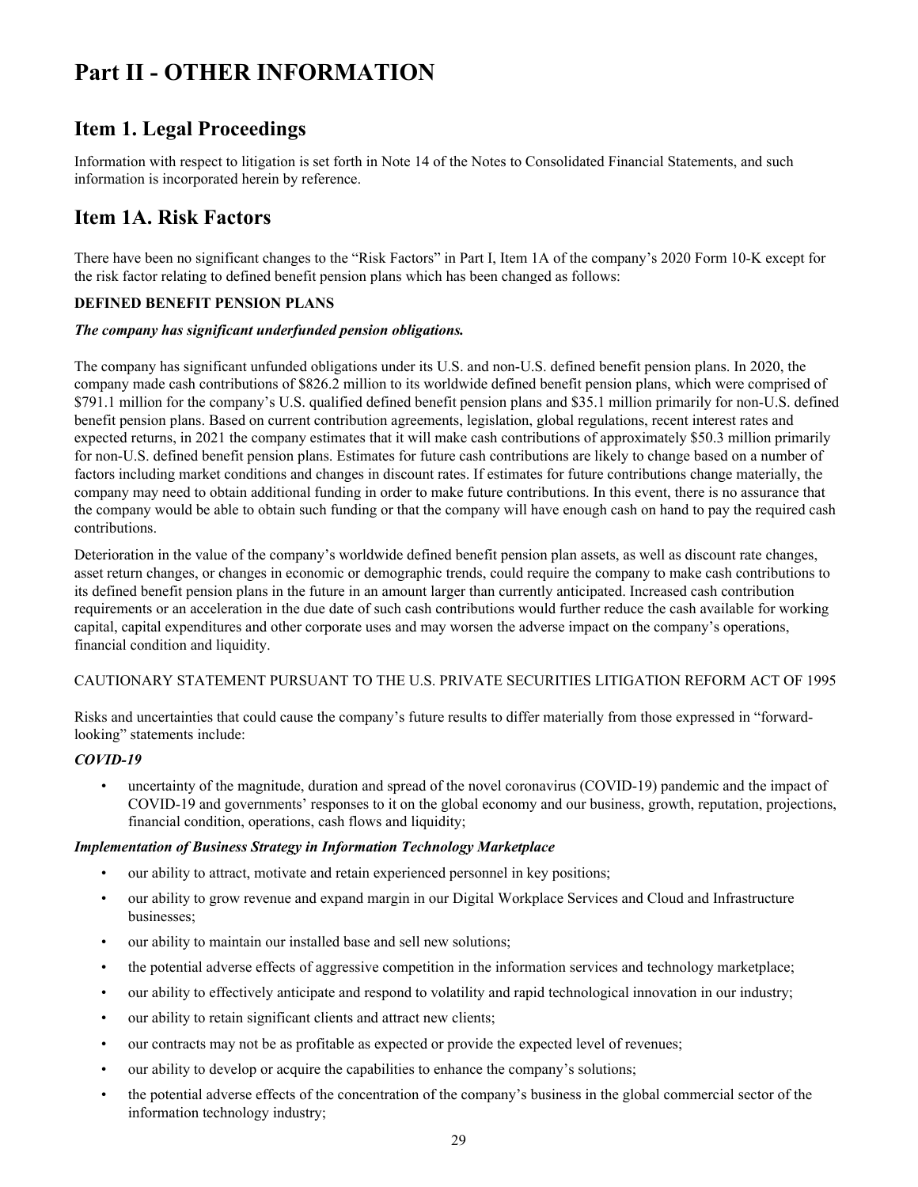# Part II - OTHER INFORMATION

## Item 1. Legal Proceedings

Information with respect to litigation is set forth in Note 14 of the Notes to Consolidated Financial Statements, and such information is incorporated herein by reference.

## Item 1A. Risk Factors

There have been no significant changes to the "Risk Factors" in Part I, Item 1A of the company's 2020 Form 10-K except for the risk factor relating to defined benefit pension plans which has been changed as follows:

**DEFINED BENEFIT PENSION PLANS**

***The company has significant underfunded pension obligations.***

The company has significant unfunded obligations under its U.S. and non-U.S. defined benefit pension plans. In 2020, the company made cash contributions of $826.2 million to its worldwide defined benefit pension plans, which were comprised of $791.1 million for the company's U.S. qualified defined benefit pension plans and $35.1 million primarily for non-U.S. defined benefit pension plans. Based on current contribution agreements, legislation, global regulations, recent interest rates and expected returns, in 2021 the company estimates that it will make cash contributions of approximately $50.3 million primarily for non-U.S. defined benefit pension plans. Estimates for future cash contributions are likely to change based on a number of factors including market conditions and changes in discount rates. If estimates for future contributions change materially, the company may need to obtain additional funding in order to make future contributions. In this event, there is no assurance that the company would be able to obtain such funding or that the company will have enough cash on hand to pay the required cash contributions.

Deterioration in the value of the company's worldwide defined benefit pension plan assets, as well as discount rate changes, asset return changes, or changes in economic or demographic trends, could require the company to make cash contributions to its defined benefit pension plans in the future in an amount larger than currently anticipated. Increased cash contribution requirements or an acceleration in the due date of such cash contributions would further reduce the cash available for working capital, capital expenditures and other corporate uses and may worsen the adverse impact on the company's operations, financial condition and liquidity.

CAUTIONARY STATEMENT PURSUANT TO THE U.S. PRIVATE SECURITIES LITIGATION REFORM ACT OF 1995

Risks and uncertainties that could cause the company's future results to differ materially from those expressed in "forward-looking" statements include:

***COVID-19***

- uncertainty of the magnitude, duration and spread of the novel coronavirus (COVID-19) pandemic and the impact of COVID-19 and governments' responses to it on the global economy and our business, growth, reputation, projections, financial condition, operations, cash flows and liquidity;

***Implementation of Business Strategy in Information Technology Marketplace***

- our ability to attract, motivate and retain experienced personnel in key positions;
- our ability to grow revenue and expand margin in our Digital Workplace Services and Cloud and Infrastructure businesses;
- our ability to maintain our installed base and sell new solutions;
- the potential adverse effects of aggressive competition in the information services and technology marketplace;
- our ability to effectively anticipate and respond to volatility and rapid technological innovation in our industry;
- our ability to retain significant clients and attract new clients;
- our contracts may not be as profitable as expected or provide the expected level of revenues;
- our ability to develop or acquire the capabilities to enhance the company's solutions;
- the potential adverse effects of the concentration of the company's business in the global commercial sector of the information technology industry;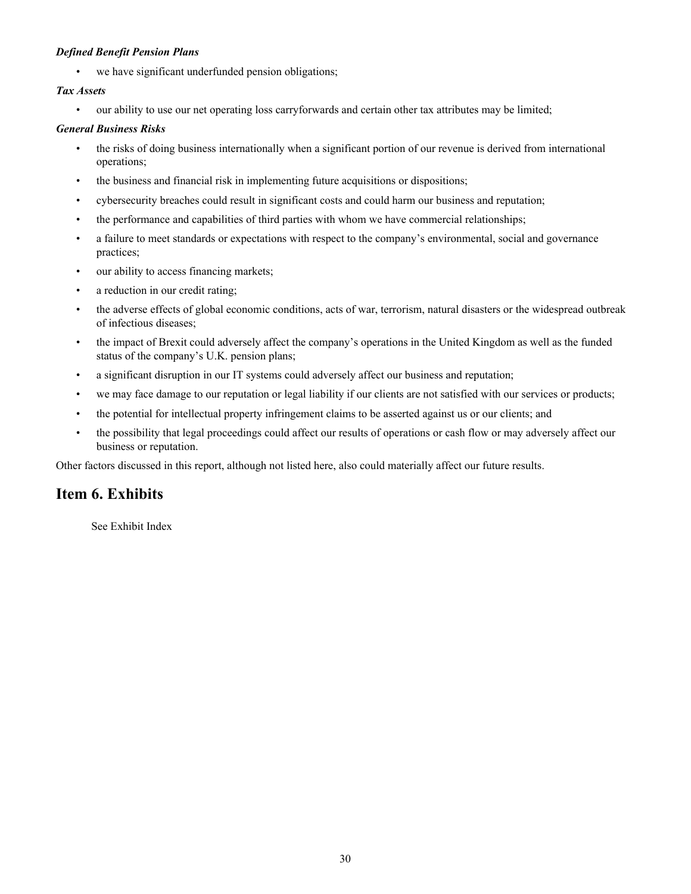***Defined Benefit Pension Plans***

- we have significant underfunded pension obligations;

***Tax Assets***

- our ability to use our net operating loss carryforwards and certain other tax attributes may be limited;

***General Business Risks***

- the risks of doing business internationally when a significant portion of our revenue is derived from international operations;
- the business and financial risk in implementing future acquisitions or dispositions;
- cybersecurity breaches could result in significant costs and could harm our business and reputation;
- the performance and capabilities of third parties with whom we have commercial relationships;
- a failure to meet standards or expectations with respect to the company's environmental, social and governance practices;
- our ability to access financing markets;
- a reduction in our credit rating;
- the adverse effects of global economic conditions, acts of war, terrorism, natural disasters or the widespread outbreak of infectious diseases;
- the impact of Brexit could adversely affect the company's operations in the United Kingdom as well as the funded status of the company's U.K. pension plans;
- a significant disruption in our IT systems could adversely affect our business and reputation;
- we may face damage to our reputation or legal liability if our clients are not satisfied with our services or products;
- the potential for intellectual property infringement claims to be asserted against us or our clients; and
- the possibility that legal proceedings could affect our results of operations or cash flow or may adversely affect our business or reputation.

Other factors discussed in this report, although not listed here, also could materially affect our future results.

## Item 6. Exhibits

See Exhibit Index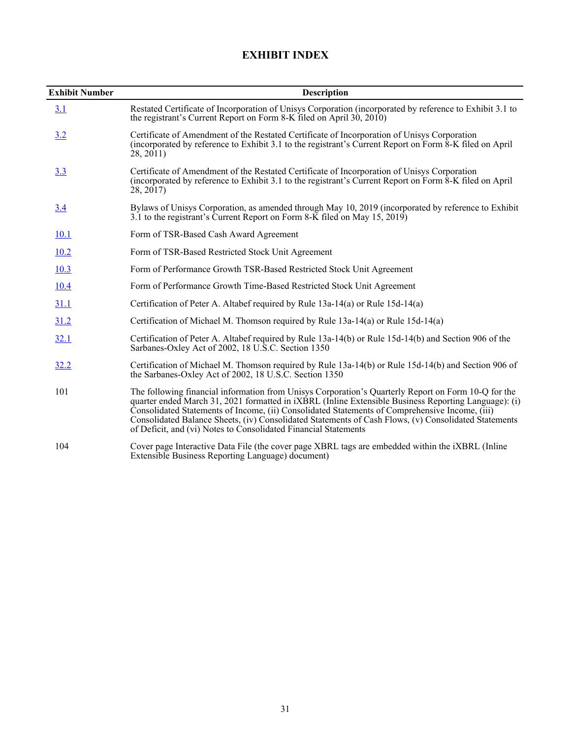# EXHIBIT INDEX

| Exhibit Number | Description |
| --- | --- |
| 3.1 | Restated Certificate of Incorporation of Unisys Corporation (incorporated by reference to Exhibit 3.1 to the registrant's Current Report on Form 8-K filed on April 30, 2010) |
| 3.2 | Certificate of Amendment of the Restated Certificate of Incorporation of Unisys Corporation (incorporated by reference to Exhibit 3.1 to the registrant's Current Report on Form 8-K filed on April 28, 2011) |
| 3.3 | Certificate of Amendment of the Restated Certificate of Incorporation of Unisys Corporation (incorporated by reference to Exhibit 3.1 to the registrant's Current Report on Form 8-K filed on April 28, 2017) |
| 3.4 | Bylaws of Unisys Corporation, as amended through May 10, 2019 (incorporated by reference to Exhibit 3.1 to the registrant's Current Report on Form 8-K filed on May 15, 2019) |
| 10.1 | Form of TSR-Based Cash Award Agreement |
| 10.2 | Form of TSR-Based Restricted Stock Unit Agreement |
| 10.3 | Form of Performance Growth TSR-Based Restricted Stock Unit Agreement |
| 10.4 | Form of Performance Growth Time-Based Restricted Stock Unit Agreement |
| 31.1 | Certification of Peter A. Altabef required by Rule 13a-14(a) or Rule 15d-14(a) |
| 31.2 | Certification of Michael M. Thomson required by Rule 13a-14(a) or Rule 15d-14(a) |
| 32.1 | Certification of Peter A. Altabef required by Rule 13a-14(b) or Rule 15d-14(b) and Section 906 of the Sarbanes-Oxley Act of 2002, 18 U.S.C. Section 1350 |
| 32.2 | Certification of Michael M. Thomson required by Rule 13a-14(b) or Rule 15d-14(b) and Section 906 of the Sarbanes-Oxley Act of 2002, 18 U.S.C. Section 1350 |
| 101 | The following financial information from Unisys Corporation's Quarterly Report on Form 10-Q for the quarter ended March 31, 2021 formatted in iXBRL (Inline Extensible Business Reporting Language): (i) Consolidated Statements of Income, (ii) Consolidated Statements of Comprehensive Income, (iii) Consolidated Balance Sheets, (iv) Consolidated Statements of Cash Flows, (v) Consolidated Statements of Deficit, and (vi) Notes to Consolidated Financial Statements |
| 104 | Cover page Interactive Data File (the cover page XBRL tags are embedded within the iXBRL (Inline Extensible Business Reporting Language) document) |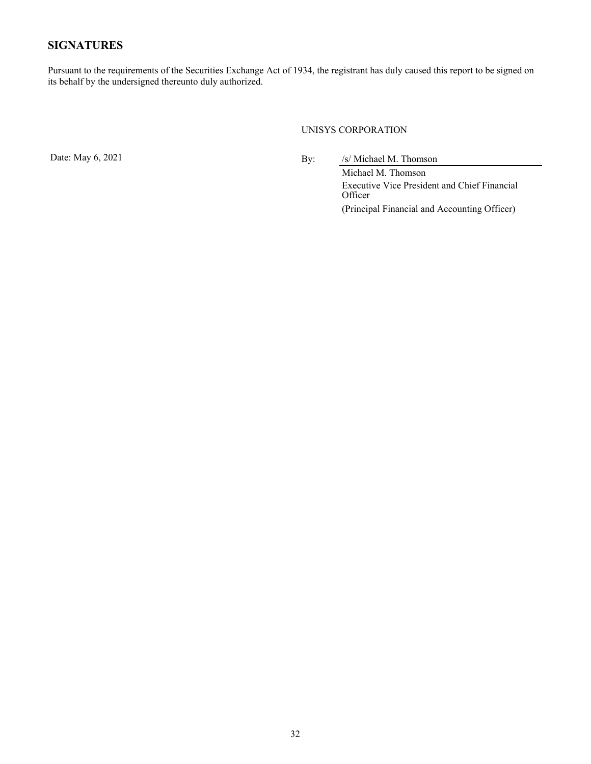## SIGNATURES

Pursuant to the requirements of the Securities Exchange Act of 1934, the registrant has duly caused this report to be signed on its behalf by the undersigned thereunto duly authorized.

UNISYS CORPORATION

Date: May 6, 2021

By: /s/ Michael M. Thomson

Michael M. Thomson
Executive Vice President and Chief Financial Officer
(Principal Financial and Accounting Officer)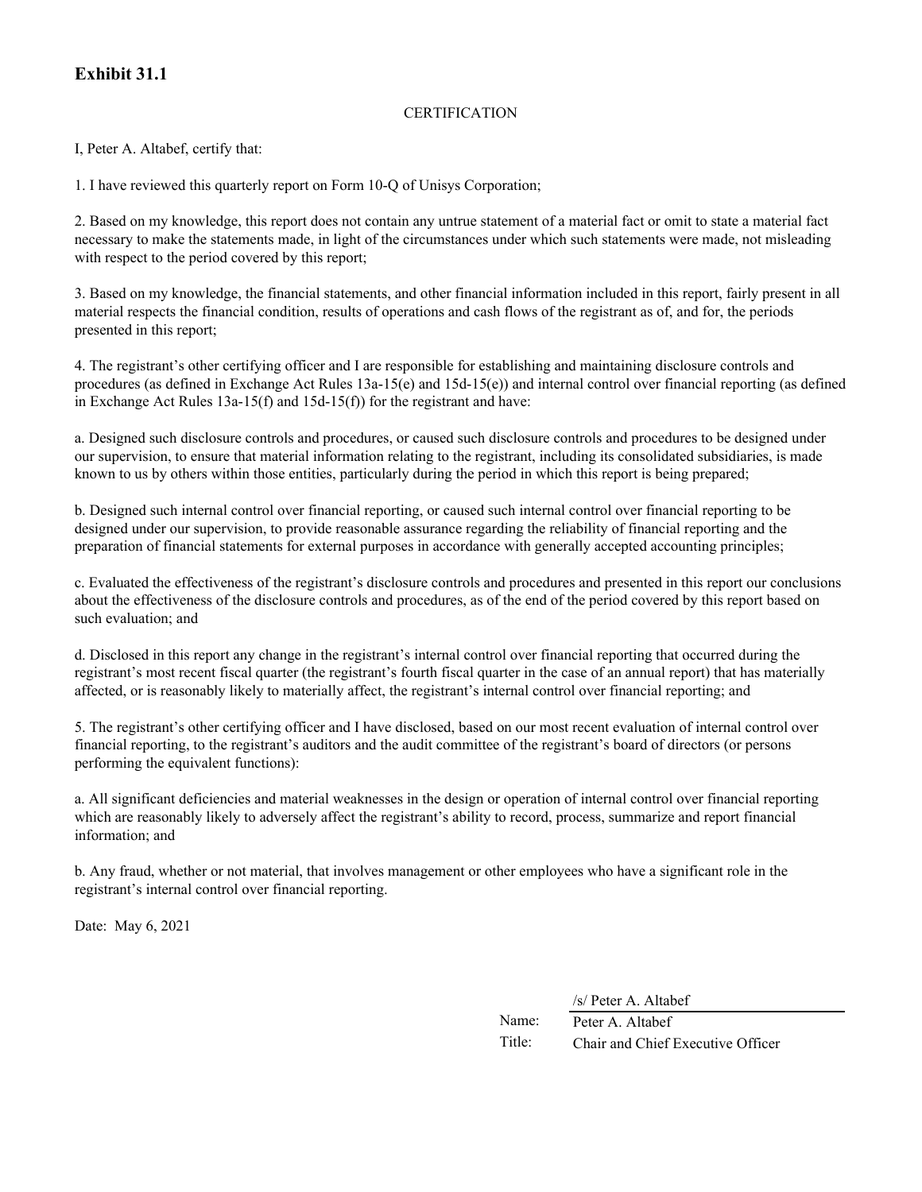## Exhibit 31.1

CERTIFICATION

I, Peter A. Altabef, certify that:

1. I have reviewed this quarterly report on Form 10-Q of Unisys Corporation;

2. Based on my knowledge, this report does not contain any untrue statement of a material fact or omit to state a material fact necessary to make the statements made, in light of the circumstances under which such statements were made, not misleading with respect to the period covered by this report;

3. Based on my knowledge, the financial statements, and other financial information included in this report, fairly present in all material respects the financial condition, results of operations and cash flows of the registrant as of, and for, the periods presented in this report;

4. The registrant's other certifying officer and I are responsible for establishing and maintaining disclosure controls and procedures (as defined in Exchange Act Rules 13a-15(e) and 15d-15(e)) and internal control over financial reporting (as defined in Exchange Act Rules 13a-15(f) and 15d-15(f)) for the registrant and have:

a. Designed such disclosure controls and procedures, or caused such disclosure controls and procedures to be designed under our supervision, to ensure that material information relating to the registrant, including its consolidated subsidiaries, is made known to us by others within those entities, particularly during the period in which this report is being prepared;

b. Designed such internal control over financial reporting, or caused such internal control over financial reporting to be designed under our supervision, to provide reasonable assurance regarding the reliability of financial reporting and the preparation of financial statements for external purposes in accordance with generally accepted accounting principles;

c. Evaluated the effectiveness of the registrant's disclosure controls and procedures and presented in this report our conclusions about the effectiveness of the disclosure controls and procedures, as of the end of the period covered by this report based on such evaluation; and

d. Disclosed in this report any change in the registrant's internal control over financial reporting that occurred during the registrant's most recent fiscal quarter (the registrant's fourth fiscal quarter in the case of an annual report) that has materially affected, or is reasonably likely to materially affect, the registrant's internal control over financial reporting; and

5. The registrant's other certifying officer and I have disclosed, based on our most recent evaluation of internal control over financial reporting, to the registrant's auditors and the audit committee of the registrant's board of directors (or persons performing the equivalent functions):

a. All significant deficiencies and material weaknesses in the design or operation of internal control over financial reporting which are reasonably likely to adversely affect the registrant's ability to record, process, summarize and report financial information; and

b. Any fraud, whether or not material, that involves management or other employees who have a significant role in the registrant's internal control over financial reporting.

Date: May 6, 2021

| | |
|---|---|
| | /s/ Peter A. Altabef |
| Name: | Peter A. Altabef |
| Title: | Chair and Chief Executive Officer |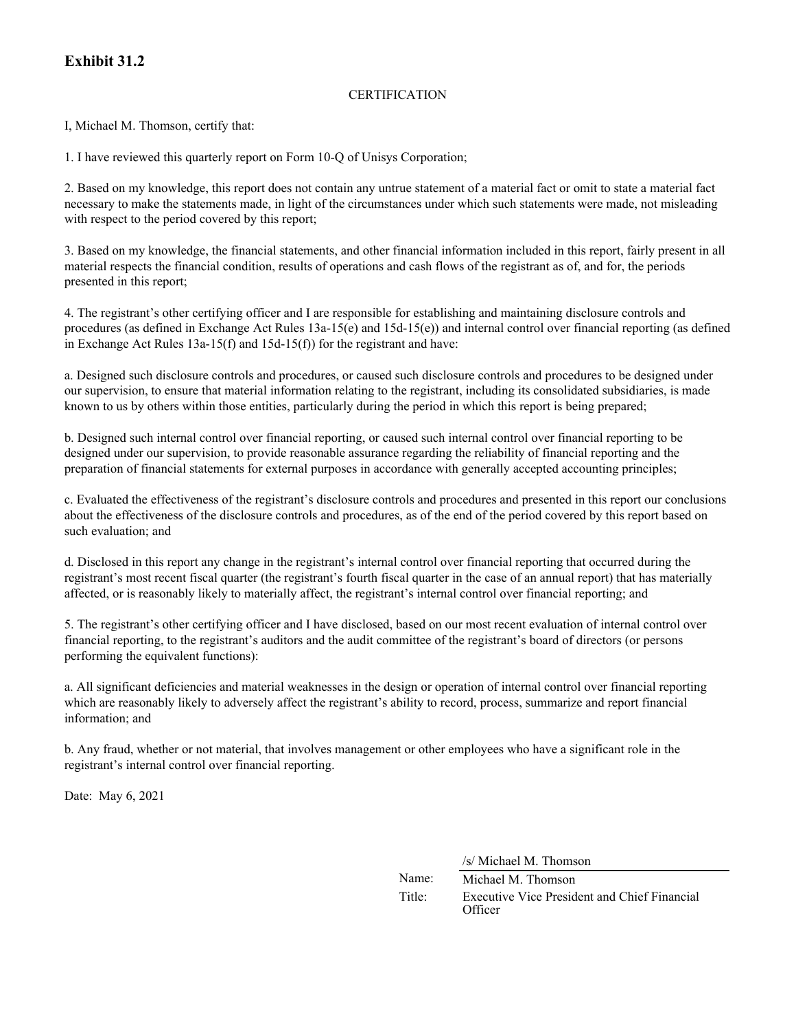**Exhibit 31.2**

CERTIFICATION

I, Michael M. Thomson, certify that:

1. I have reviewed this quarterly report on Form 10-Q of Unisys Corporation;

2. Based on my knowledge, this report does not contain any untrue statement of a material fact or omit to state a material fact necessary to make the statements made, in light of the circumstances under which such statements were made, not misleading with respect to the period covered by this report;

3. Based on my knowledge, the financial statements, and other financial information included in this report, fairly present in all material respects the financial condition, results of operations and cash flows of the registrant as of, and for, the periods presented in this report;

4. The registrant's other certifying officer and I are responsible for establishing and maintaining disclosure controls and procedures (as defined in Exchange Act Rules 13a-15(e) and 15d-15(e)) and internal control over financial reporting (as defined in Exchange Act Rules 13a-15(f) and 15d-15(f)) for the registrant and have:

a. Designed such disclosure controls and procedures, or caused such disclosure controls and procedures to be designed under our supervision, to ensure that material information relating to the registrant, including its consolidated subsidiaries, is made known to us by others within those entities, particularly during the period in which this report is being prepared;

b. Designed such internal control over financial reporting, or caused such internal control over financial reporting to be designed under our supervision, to provide reasonable assurance regarding the reliability of financial reporting and the preparation of financial statements for external purposes in accordance with generally accepted accounting principles;

c. Evaluated the effectiveness of the registrant's disclosure controls and procedures and presented in this report our conclusions about the effectiveness of the disclosure controls and procedures, as of the end of the period covered by this report based on such evaluation; and

d. Disclosed in this report any change in the registrant's internal control over financial reporting that occurred during the registrant's most recent fiscal quarter (the registrant's fourth fiscal quarter in the case of an annual report) that has materially affected, or is reasonably likely to materially affect, the registrant's internal control over financial reporting; and

5. The registrant's other certifying officer and I have disclosed, based on our most recent evaluation of internal control over financial reporting, to the registrant's auditors and the audit committee of the registrant's board of directors (or persons performing the equivalent functions):

a. All significant deficiencies and material weaknesses in the design or operation of internal control over financial reporting which are reasonably likely to adversely affect the registrant's ability to record, process, summarize and report financial information; and

b. Any fraud, whether or not material, that involves management or other employees who have a significant role in the registrant's internal control over financial reporting.

Date: May 6, 2021

| | |
|---|---|
| | /s/ Michael M. Thomson |
| Name: | Michael M. Thomson |
| Title: | Executive Vice President and Chief Financial Officer |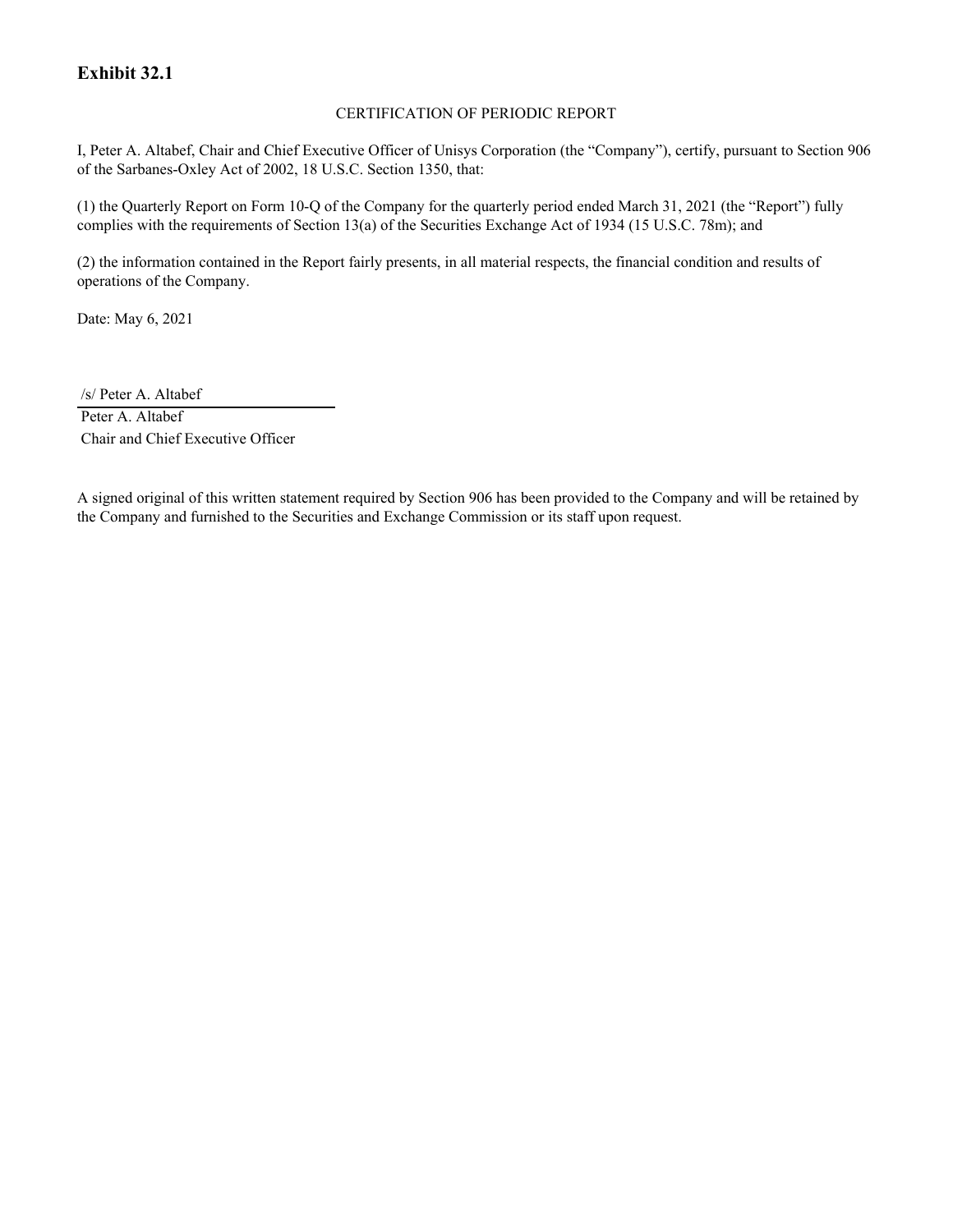# Exhibit 32.1

CERTIFICATION OF PERIODIC REPORT

I, Peter A. Altabef, Chair and Chief Executive Officer of Unisys Corporation (the "Company"), certify, pursuant to Section 906 of the Sarbanes-Oxley Act of 2002, 18 U.S.C. Section 1350, that:

(1) the Quarterly Report on Form 10-Q of the Company for the quarterly period ended March 31, 2021 (the "Report") fully complies with the requirements of Section 13(a) of the Securities Exchange Act of 1934 (15 U.S.C. 78m); and

(2) the information contained in the Report fairly presents, in all material respects, the financial condition and results of operations of the Company.

Date: May 6, 2021

/s/ Peter A. Altabef

Peter A. Altabef
Chair and Chief Executive Officer

A signed original of this written statement required by Section 906 has been provided to the Company and will be retained by the Company and furnished to the Securities and Exchange Commission or its staff upon request.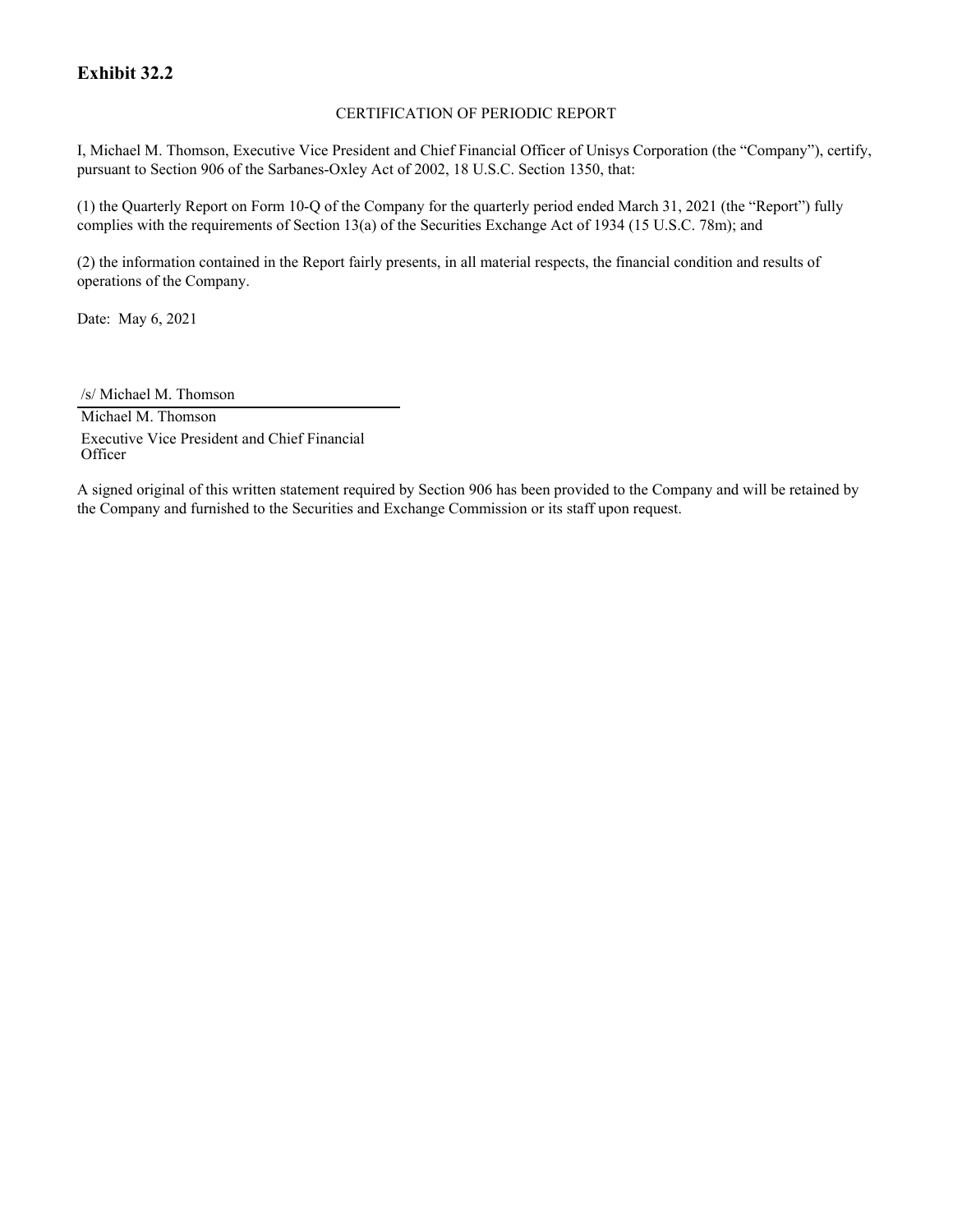# Exhibit 32.2

CERTIFICATION OF PERIODIC REPORT

I, Michael M. Thomson, Executive Vice President and Chief Financial Officer of Unisys Corporation (the "Company"), certify, pursuant to Section 906 of the Sarbanes-Oxley Act of 2002, 18 U.S.C. Section 1350, that:

(1) the Quarterly Report on Form 10-Q of the Company for the quarterly period ended March 31, 2021 (the "Report") fully complies with the requirements of Section 13(a) of the Securities Exchange Act of 1934 (15 U.S.C. 78m); and

(2) the information contained in the Report fairly presents, in all material respects, the financial condition and results of operations of the Company.

Date: May 6, 2021

/s/ Michael M. Thomson

Michael M. Thomson
Executive Vice President and Chief Financial Officer

A signed original of this written statement required by Section 906 has been provided to the Company and will be retained by the Company and furnished to the Securities and Exchange Commission or its staff upon request.